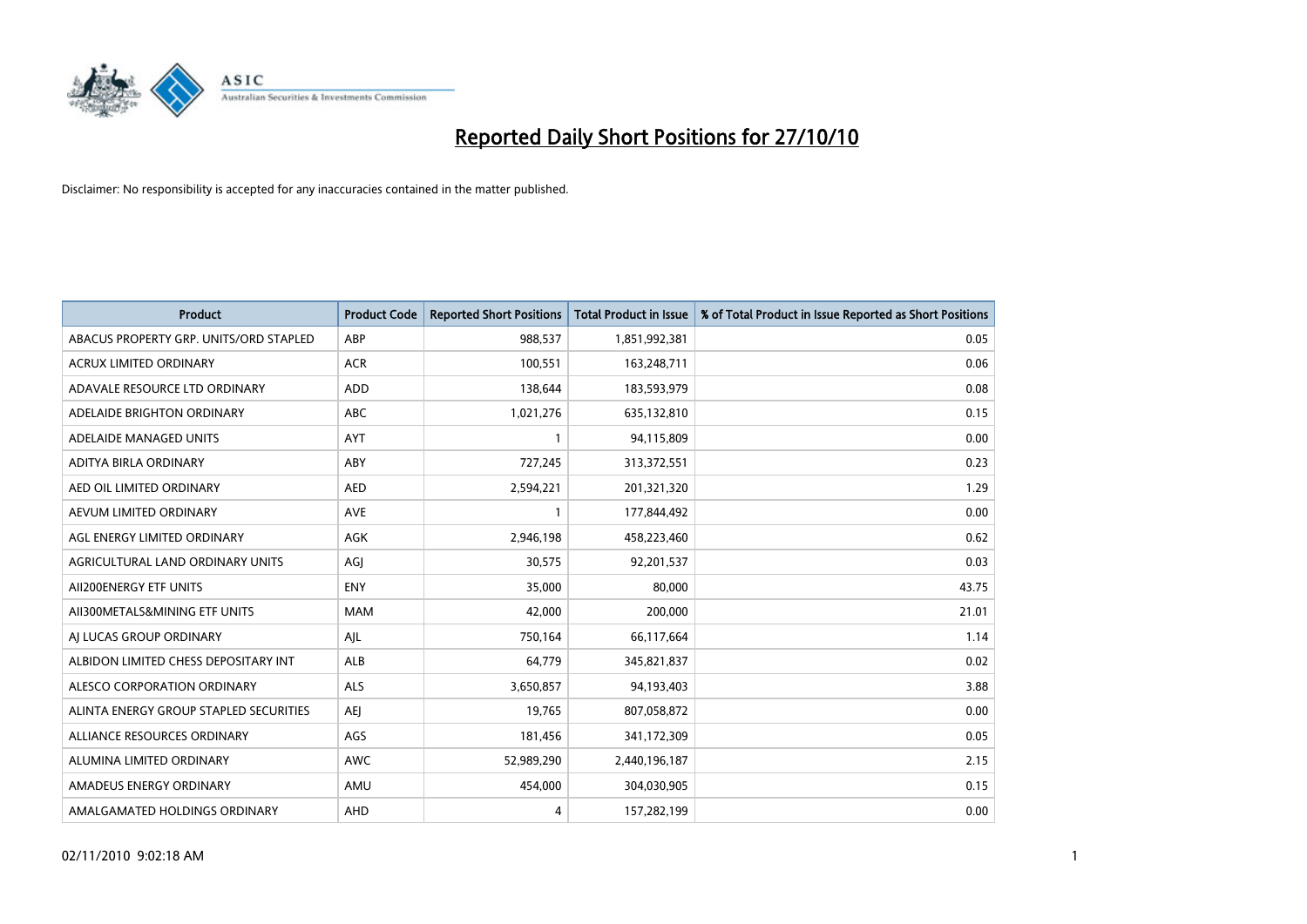# Reported Daily Short Positions for 27/10/10

Disclaimer: No responsibility is accepted for any inaccuracies contained in the matter published.

| Product | Product Code | Reported Short Positions | Total Product in Issue | % of Total Product in Issue Reported as Short Positions |
|---|---|---|---|---|
| ABACUS PROPERTY GRP. UNITS/ORD STAPLED | ABP | 988,537 | 1,851,992,381 | 0.05 |
| ACRUX LIMITED ORDINARY | ACR | 100,551 | 163,248,711 | 0.06 |
| ADAVALE RESOURCE LTD ORDINARY | ADD | 138,644 | 183,593,979 | 0.08 |
| ADELAIDE BRIGHTON ORDINARY | ABC | 1,021,276 | 635,132,810 | 0.15 |
| ADELAIDE MANAGED UNITS | AYT | 1 | 94,115,809 | 0.00 |
| ADITYA BIRLA ORDINARY | ABY | 727,245 | 313,372,551 | 0.23 |
| AED OIL LIMITED ORDINARY | AED | 2,594,221 | 201,321,320 | 1.29 |
| AEVUM LIMITED ORDINARY | AVE | 1 | 177,844,492 | 0.00 |
| AGL ENERGY LIMITED ORDINARY | AGK | 2,946,198 | 458,223,460 | 0.62 |
| AGRICULTURAL LAND ORDINARY UNITS | AGJ | 30,575 | 92,201,537 | 0.03 |
| AII200ENERGY ETF UNITS | ENY | 35,000 | 80,000 | 43.75 |
| AII300METALS&MINING ETF UNITS | MAM | 42,000 | 200,000 | 21.01 |
| AJ LUCAS GROUP ORDINARY | AJL | 750,164 | 66,117,664 | 1.14 |
| ALBIDON LIMITED CHESS DEPOSITARY INT | ALB | 64,779 | 345,821,837 | 0.02 |
| ALESCO CORPORATION ORDINARY | ALS | 3,650,857 | 94,193,403 | 3.88 |
| ALINTA ENERGY GROUP STAPLED SECURITIES | AEJ | 19,765 | 807,058,872 | 0.00 |
| ALLIANCE RESOURCES ORDINARY | AGS | 181,456 | 341,172,309 | 0.05 |
| ALUMINA LIMITED ORDINARY | AWC | 52,989,290 | 2,440,196,187 | 2.15 |
| AMADEUS ENERGY ORDINARY | AMU | 454,000 | 304,030,905 | 0.15 |
| AMALGAMATED HOLDINGS ORDINARY | AHD | 4 | 157,282,199 | 0.00 |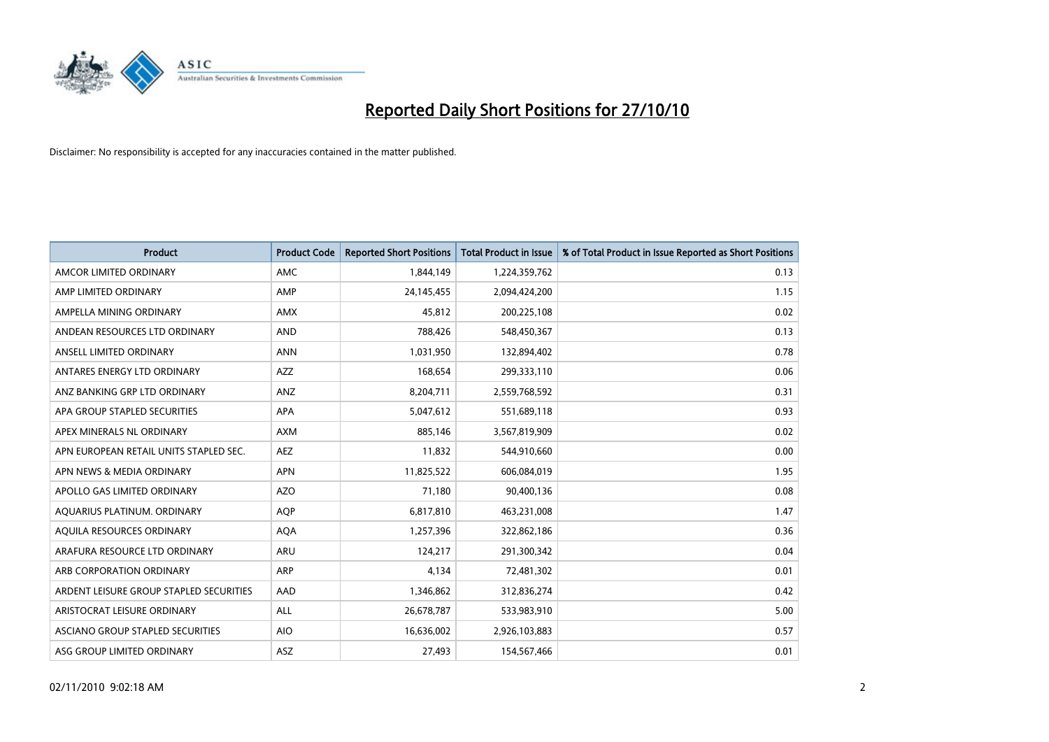# Reported Daily Short Positions for 27/10/10

Disclaimer: No responsibility is accepted for any inaccuracies contained in the matter published.

| Product | Product Code | Reported Short Positions | Total Product in Issue | % of Total Product in Issue Reported as Short Positions |
|---|---|---|---|---|
| AMCOR LIMITED ORDINARY | AMC | 1,844,149 | 1,224,359,762 | 0.13 |
| AMP LIMITED ORDINARY | AMP | 24,145,455 | 2,094,424,200 | 1.15 |
| AMPELLA MINING ORDINARY | AMX | 45,812 | 200,225,108 | 0.02 |
| ANDEAN RESOURCES LTD ORDINARY | AND | 788,426 | 548,450,367 | 0.13 |
| ANSELL LIMITED ORDINARY | ANN | 1,031,950 | 132,894,402 | 0.78 |
| ANTARES ENERGY LTD ORDINARY | AZZ | 168,654 | 299,333,110 | 0.06 |
| ANZ BANKING GRP LTD ORDINARY | ANZ | 8,204,711 | 2,559,768,592 | 0.31 |
| APA GROUP STAPLED SECURITIES | APA | 5,047,612 | 551,689,118 | 0.93 |
| APEX MINERALS NL ORDINARY | AXM | 885,146 | 3,567,819,909 | 0.02 |
| APN EUROPEAN RETAIL UNITS STAPLED SEC. | AEZ | 11,832 | 544,910,660 | 0.00 |
| APN NEWS & MEDIA ORDINARY | APN | 11,825,522 | 606,084,019 | 1.95 |
| APOLLO GAS LIMITED ORDINARY | AZO | 71,180 | 90,400,136 | 0.08 |
| AQUARIUS PLATINUM. ORDINARY | AQP | 6,817,810 | 463,231,008 | 1.47 |
| AQUILA RESOURCES ORDINARY | AQA | 1,257,396 | 322,862,186 | 0.36 |
| ARAFURA RESOURCE LTD ORDINARY | ARU | 124,217 | 291,300,342 | 0.04 |
| ARB CORPORATION ORDINARY | ARP | 4,134 | 72,481,302 | 0.01 |
| ARDENT LEISURE GROUP STAPLED SECURITIES | AAD | 1,346,862 | 312,836,274 | 0.42 |
| ARISTOCRAT LEISURE ORDINARY | ALL | 26,678,787 | 533,983,910 | 5.00 |
| ASCIANO GROUP STAPLED SECURITIES | AIO | 16,636,002 | 2,926,103,883 | 0.57 |
| ASG GROUP LIMITED ORDINARY | ASZ | 27,493 | 154,567,466 | 0.01 |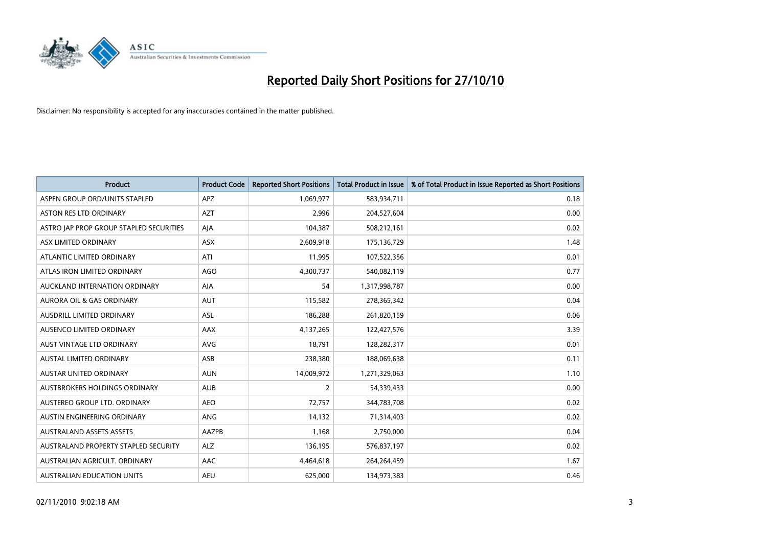# Reported Daily Short Positions for 27/10/10

Disclaimer: No responsibility is accepted for any inaccuracies contained in the matter published.

| Product | Product Code | Reported Short Positions | Total Product in Issue | % of Total Product in Issue Reported as Short Positions |
|---|---|---|---|---|
| ASPEN GROUP ORD/UNITS STAPLED | APZ | 1,069,977 | 583,934,711 | 0.18 |
| ASTON RES LTD ORDINARY | AZT | 2,996 | 204,527,604 | 0.00 |
| ASTRO JAP PROP GROUP STAPLED SECURITIES | AJA | 104,387 | 508,212,161 | 0.02 |
| ASX LIMITED ORDINARY | ASX | 2,609,918 | 175,136,729 | 1.48 |
| ATLANTIC LIMITED ORDINARY | ATI | 11,995 | 107,522,356 | 0.01 |
| ATLAS IRON LIMITED ORDINARY | AGO | 4,300,737 | 540,082,119 | 0.77 |
| AUCKLAND INTERNATION ORDINARY | AIA | 54 | 1,317,998,787 | 0.00 |
| AURORA OIL & GAS ORDINARY | AUT | 115,582 | 278,365,342 | 0.04 |
| AUSDRILL LIMITED ORDINARY | ASL | 186,288 | 261,820,159 | 0.06 |
| AUSENCO LIMITED ORDINARY | AAX | 4,137,265 | 122,427,576 | 3.39 |
| AUST VINTAGE LTD ORDINARY | AVG | 18,791 | 128,282,317 | 0.01 |
| AUSTAL LIMITED ORDINARY | ASB | 238,380 | 188,069,638 | 0.11 |
| AUSTAR UNITED ORDINARY | AUN | 14,009,972 | 1,271,329,063 | 1.10 |
| AUSTBROKERS HOLDINGS ORDINARY | AUB | 2 | 54,339,433 | 0.00 |
| AUSTEREO GROUP LTD. ORDINARY | AEO | 72,757 | 344,783,708 | 0.02 |
| AUSTIN ENGINEERING ORDINARY | ANG | 14,132 | 71,314,403 | 0.02 |
| AUSTRALAND ASSETS ASSETS | AAZPB | 1,168 | 2,750,000 | 0.04 |
| AUSTRALAND PROPERTY STAPLED SECURITY | ALZ | 136,195 | 576,837,197 | 0.02 |
| AUSTRALIAN AGRICULT. ORDINARY | AAC | 4,464,618 | 264,264,459 | 1.67 |
| AUSTRALIAN EDUCATION UNITS | AEU | 625,000 | 134,973,383 | 0.46 |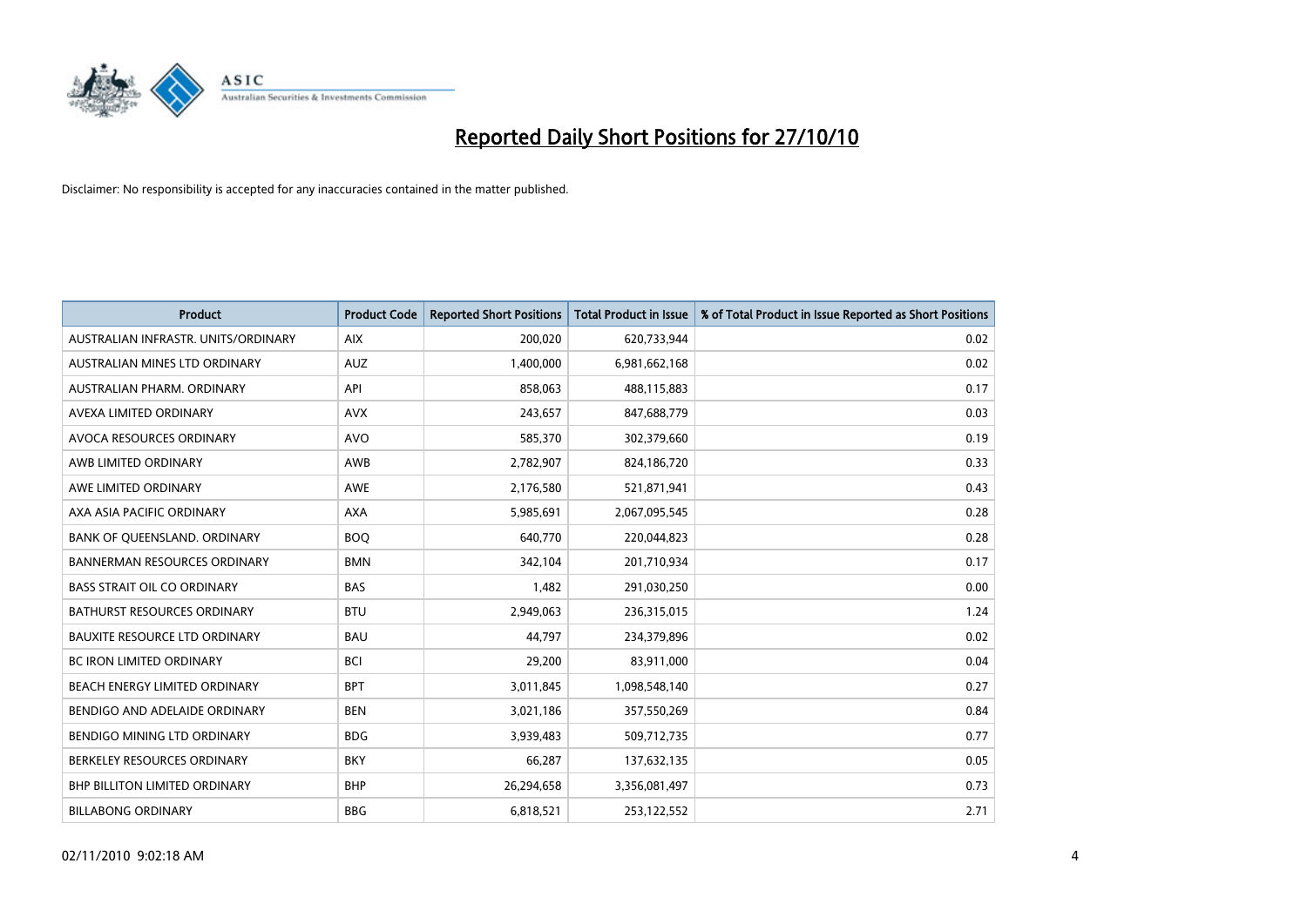# Reported Daily Short Positions for 27/10/10

Disclaimer: No responsibility is accepted for any inaccuracies contained in the matter published.

| Product | Product Code | Reported Short Positions | Total Product in Issue | % of Total Product in Issue Reported as Short Positions |
|---|---|---|---|---|
| AUSTRALIAN INFRASTR. UNITS/ORDINARY | AIX | 200,020 | 620,733,944 | 0.02 |
| AUSTRALIAN MINES LTD ORDINARY | AUZ | 1,400,000 | 6,981,662,168 | 0.02 |
| AUSTRALIAN PHARM. ORDINARY | API | 858,063 | 488,115,883 | 0.17 |
| AVEXA LIMITED ORDINARY | AVX | 243,657 | 847,688,779 | 0.03 |
| AVOCA RESOURCES ORDINARY | AVO | 585,370 | 302,379,660 | 0.19 |
| AWB LIMITED ORDINARY | AWB | 2,782,907 | 824,186,720 | 0.33 |
| AWE LIMITED ORDINARY | AWE | 2,176,580 | 521,871,941 | 0.43 |
| AXA ASIA PACIFIC ORDINARY | AXA | 5,985,691 | 2,067,095,545 | 0.28 |
| BANK OF QUEENSLAND. ORDINARY | BOQ | 640,770 | 220,044,823 | 0.28 |
| BANNERMAN RESOURCES ORDINARY | BMN | 342,104 | 201,710,934 | 0.17 |
| BASS STRAIT OIL CO ORDINARY | BAS | 1,482 | 291,030,250 | 0.00 |
| BATHURST RESOURCES ORDINARY | BTU | 2,949,063 | 236,315,015 | 1.24 |
| BAUXITE RESOURCE LTD ORDINARY | BAU | 44,797 | 234,379,896 | 0.02 |
| BC IRON LIMITED ORDINARY | BCI | 29,200 | 83,911,000 | 0.04 |
| BEACH ENERGY LIMITED ORDINARY | BPT | 3,011,845 | 1,098,548,140 | 0.27 |
| BENDIGO AND ADELAIDE ORDINARY | BEN | 3,021,186 | 357,550,269 | 0.84 |
| BENDIGO MINING LTD ORDINARY | BDG | 3,939,483 | 509,712,735 | 0.77 |
| BERKELEY RESOURCES ORDINARY | BKY | 66,287 | 137,632,135 | 0.05 |
| BHP BILLITON LIMITED ORDINARY | BHP | 26,294,658 | 3,356,081,497 | 0.73 |
| BILLABONG ORDINARY | BBG | 6,818,521 | 253,122,552 | 2.71 |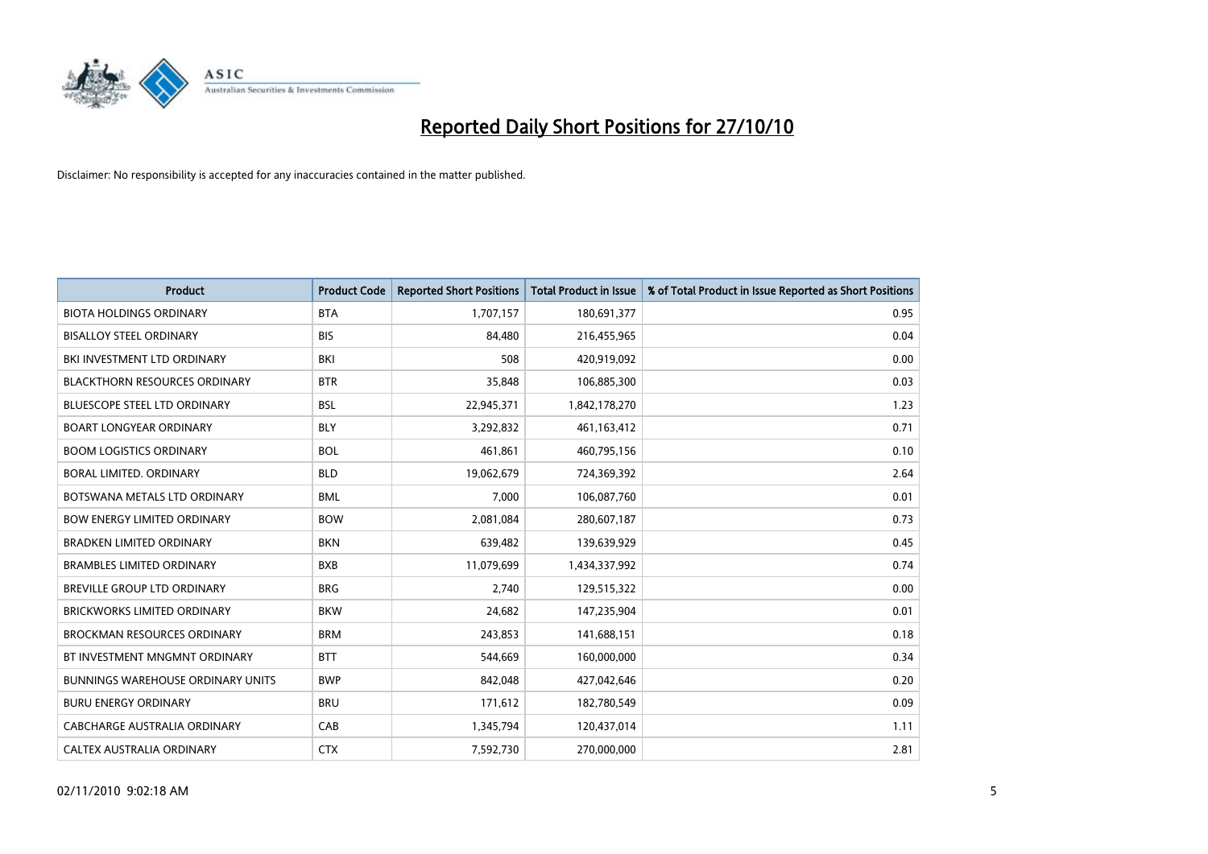# Reported Daily Short Positions for 27/10/10

Disclaimer: No responsibility is accepted for any inaccuracies contained in the matter published.

| Product | Product Code | Reported Short Positions | Total Product in Issue | % of Total Product in Issue Reported as Short Positions |
|---|---|---|---|---|
| BIOTA HOLDINGS ORDINARY | BTA | 1,707,157 | 180,691,377 | 0.95 |
| BISALLOY STEEL ORDINARY | BIS | 84,480 | 216,455,965 | 0.04 |
| BKI INVESTMENT LTD ORDINARY | BKI | 508 | 420,919,092 | 0.00 |
| BLACKTHORN RESOURCES ORDINARY | BTR | 35,848 | 106,885,300 | 0.03 |
| BLUESCOPE STEEL LTD ORDINARY | BSL | 22,945,371 | 1,842,178,270 | 1.23 |
| BOART LONGYEAR ORDINARY | BLY | 3,292,832 | 461,163,412 | 0.71 |
| BOOM LOGISTICS ORDINARY | BOL | 461,861 | 460,795,156 | 0.10 |
| BORAL LIMITED. ORDINARY | BLD | 19,062,679 | 724,369,392 | 2.64 |
| BOTSWANA METALS LTD ORDINARY | BML | 7,000 | 106,087,760 | 0.01 |
| BOW ENERGY LIMITED ORDINARY | BOW | 2,081,084 | 280,607,187 | 0.73 |
| BRADKEN LIMITED ORDINARY | BKN | 639,482 | 139,639,929 | 0.45 |
| BRAMBLES LIMITED ORDINARY | BXB | 11,079,699 | 1,434,337,992 | 0.74 |
| BREVILLE GROUP LTD ORDINARY | BRG | 2,740 | 129,515,322 | 0.00 |
| BRICKWORKS LIMITED ORDINARY | BKW | 24,682 | 147,235,904 | 0.01 |
| BROCKMAN RESOURCES ORDINARY | BRM | 243,853 | 141,688,151 | 0.18 |
| BT INVESTMENT MNGMNT ORDINARY | BTT | 544,669 | 160,000,000 | 0.34 |
| BUNNINGS WAREHOUSE ORDINARY UNITS | BWP | 842,048 | 427,042,646 | 0.20 |
| BURU ENERGY ORDINARY | BRU | 171,612 | 182,780,549 | 0.09 |
| CABCHARGE AUSTRALIA ORDINARY | CAB | 1,345,794 | 120,437,014 | 1.11 |
| CALTEX AUSTRALIA ORDINARY | CTX | 7,592,730 | 270,000,000 | 2.81 |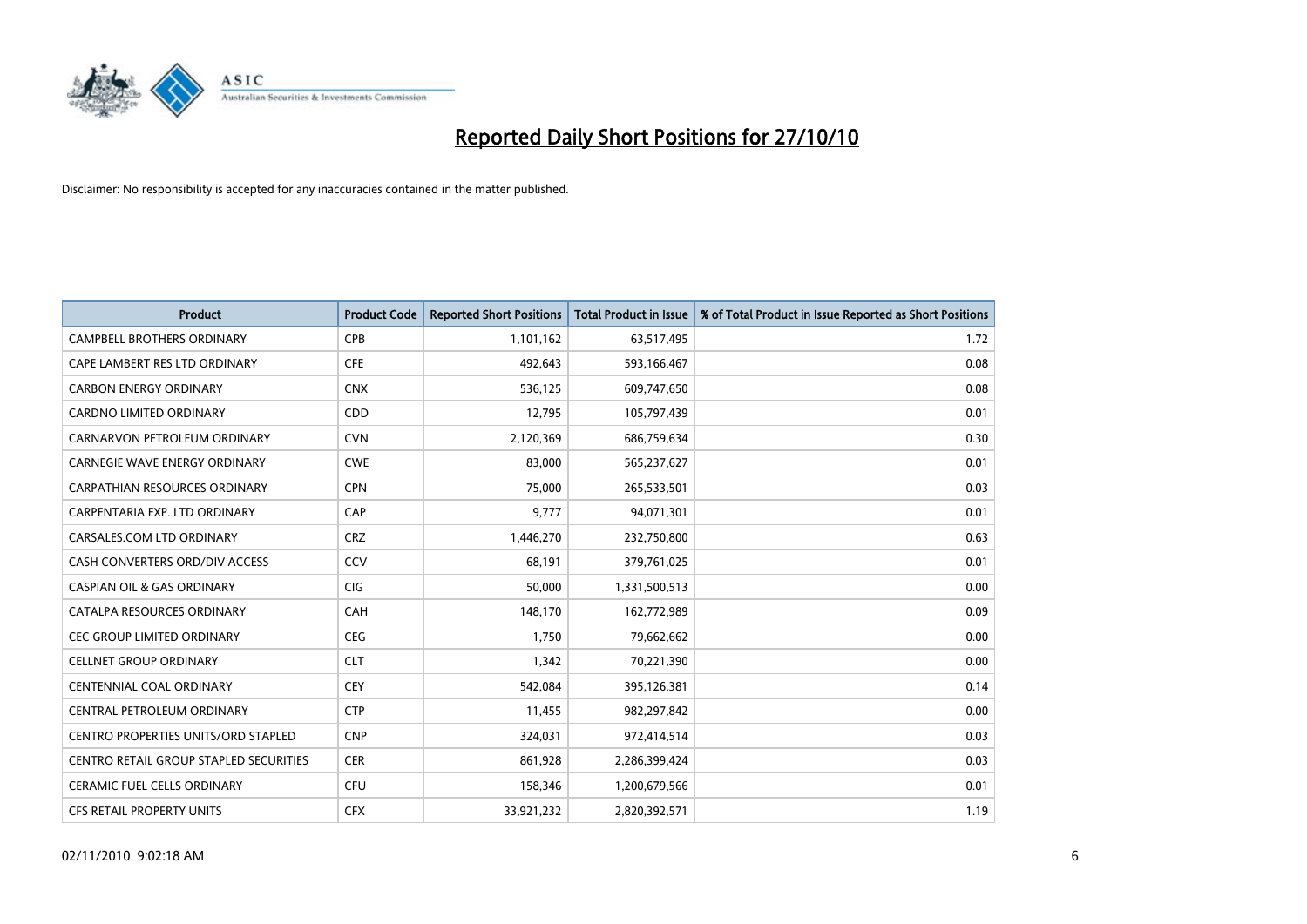# Reported Daily Short Positions for 27/10/10

Disclaimer: No responsibility is accepted for any inaccuracies contained in the matter published.

| Product | Product Code | Reported Short Positions | Total Product in Issue | % of Total Product in Issue Reported as Short Positions |
|---|---|---|---|---|
| CAMPBELL BROTHERS ORDINARY | CPB | 1,101,162 | 63,517,495 | 1.72 |
| CAPE LAMBERT RES LTD ORDINARY | CFE | 492,643 | 593,166,467 | 0.08 |
| CARBON ENERGY ORDINARY | CNX | 536,125 | 609,747,650 | 0.08 |
| CARDNO LIMITED ORDINARY | CDD | 12,795 | 105,797,439 | 0.01 |
| CARNARVON PETROLEUM ORDINARY | CVN | 2,120,369 | 686,759,634 | 0.30 |
| CARNEGIE WAVE ENERGY ORDINARY | CWE | 83,000 | 565,237,627 | 0.01 |
| CARPATHIAN RESOURCES ORDINARY | CPN | 75,000 | 265,533,501 | 0.03 |
| CARPENTARIA EXP. LTD ORDINARY | CAP | 9,777 | 94,071,301 | 0.01 |
| CARSALES.COM LTD ORDINARY | CRZ | 1,446,270 | 232,750,800 | 0.63 |
| CASH CONVERTERS ORD/DIV ACCESS | CCV | 68,191 | 379,761,025 | 0.01 |
| CASPIAN OIL & GAS ORDINARY | CIG | 50,000 | 1,331,500,513 | 0.00 |
| CATALPA RESOURCES ORDINARY | CAH | 148,170 | 162,772,989 | 0.09 |
| CEC GROUP LIMITED ORDINARY | CEG | 1,750 | 79,662,662 | 0.00 |
| CELLNET GROUP ORDINARY | CLT | 1,342 | 70,221,390 | 0.00 |
| CENTENNIAL COAL ORDINARY | CEY | 542,084 | 395,126,381 | 0.14 |
| CENTRAL PETROLEUM ORDINARY | CTP | 11,455 | 982,297,842 | 0.00 |
| CENTRO PROPERTIES UNITS/ORD STAPLED | CNP | 324,031 | 972,414,514 | 0.03 |
| CENTRO RETAIL GROUP STAPLED SECURITIES | CER | 861,928 | 2,286,399,424 | 0.03 |
| CERAMIC FUEL CELLS ORDINARY | CFU | 158,346 | 1,200,679,566 | 0.01 |
| CFS RETAIL PROPERTY UNITS | CFX | 33,921,232 | 2,820,392,571 | 1.19 |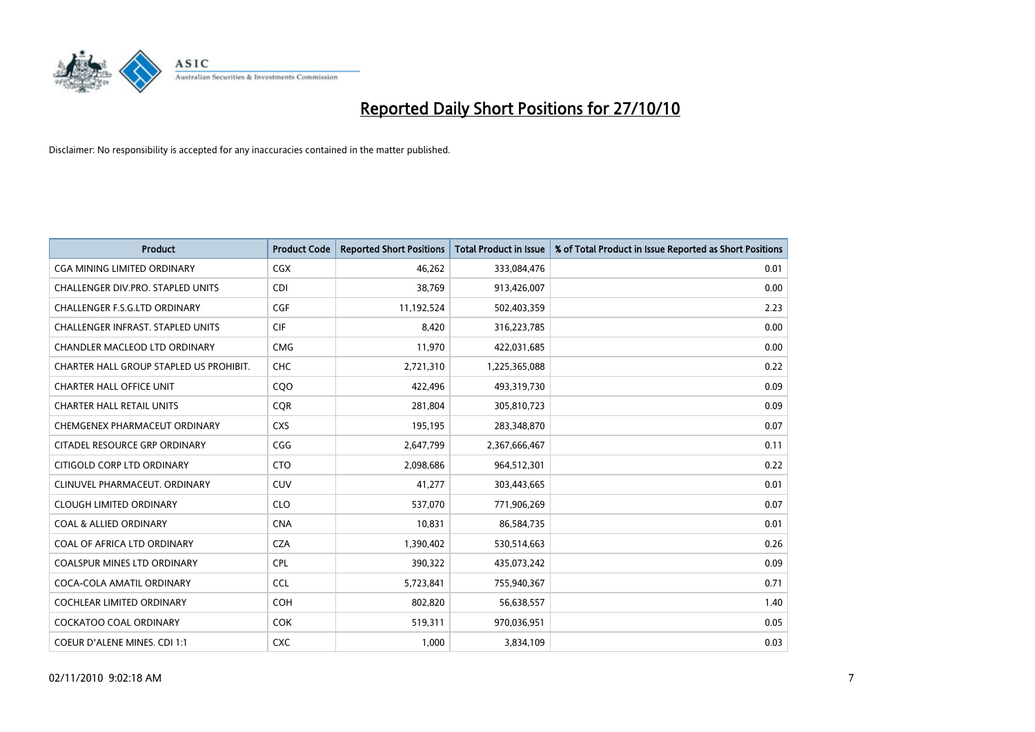# Reported Daily Short Positions for 27/10/10

Disclaimer: No responsibility is accepted for any inaccuracies contained in the matter published.

| Product | Product Code | Reported Short Positions | Total Product in Issue | % of Total Product in Issue Reported as Short Positions |
|---|---|---|---|---|
| CGA MINING LIMITED ORDINARY | CGX | 46,262 | 333,084,476 | 0.01 |
| CHALLENGER DIV.PRO. STAPLED UNITS | CDI | 38,769 | 913,426,007 | 0.00 |
| CHALLENGER F.S.G.LTD ORDINARY | CGF | 11,192,524 | 502,403,359 | 2.23 |
| CHALLENGER INFRAST. STAPLED UNITS | CIF | 8,420 | 316,223,785 | 0.00 |
| CHANDLER MACLEOD LTD ORDINARY | CMG | 11,970 | 422,031,685 | 0.00 |
| CHARTER HALL GROUP STAPLED US PROHIBIT. | CHC | 2,721,310 | 1,225,365,088 | 0.22 |
| CHARTER HALL OFFICE UNIT | CQO | 422,496 | 493,319,730 | 0.09 |
| CHARTER HALL RETAIL UNITS | CQR | 281,804 | 305,810,723 | 0.09 |
| CHEMGENEX PHARMACEUT ORDINARY | CXS | 195,195 | 283,348,870 | 0.07 |
| CITADEL RESOURCE GRP ORDINARY | CGG | 2,647,799 | 2,367,666,467 | 0.11 |
| CITIGOLD CORP LTD ORDINARY | CTO | 2,098,686 | 964,512,301 | 0.22 |
| CLINUVEL PHARMACEUT. ORDINARY | CUV | 41,277 | 303,443,665 | 0.01 |
| CLOUGH LIMITED ORDINARY | CLO | 537,070 | 771,906,269 | 0.07 |
| COAL & ALLIED ORDINARY | CNA | 10,831 | 86,584,735 | 0.01 |
| COAL OF AFRICA LTD ORDINARY | CZA | 1,390,402 | 530,514,663 | 0.26 |
| COALSPUR MINES LTD ORDINARY | CPL | 390,322 | 435,073,242 | 0.09 |
| COCA-COLA AMATIL ORDINARY | CCL | 5,723,841 | 755,940,367 | 0.71 |
| COCHLEAR LIMITED ORDINARY | COH | 802,820 | 56,638,557 | 1.40 |
| COCKATOO COAL ORDINARY | COK | 519,311 | 970,036,951 | 0.05 |
| COEUR D'ALENE MINES. CDI 1:1 | CXC | 1,000 | 3,834,109 | 0.03 |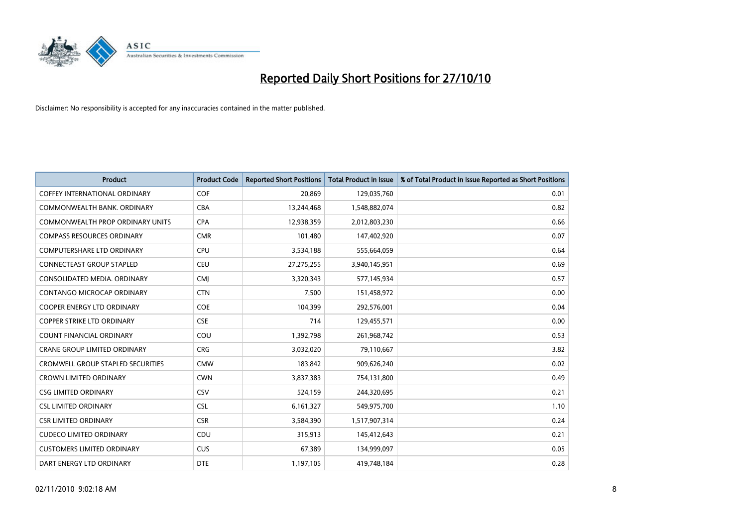# Reported Daily Short Positions for 27/10/10

Disclaimer: No responsibility is accepted for any inaccuracies contained in the matter published.

| Product | Product Code | Reported Short Positions | Total Product in Issue | % of Total Product in Issue Reported as Short Positions |
|---|---|---|---|---|
| COFFEY INTERNATIONAL ORDINARY | COF | 20,869 | 129,035,760 | 0.01 |
| COMMONWEALTH BANK. ORDINARY | CBA | 13,244,468 | 1,548,882,074 | 0.82 |
| COMMONWEALTH PROP ORDINARY UNITS | CPA | 12,938,359 | 2,012,803,230 | 0.66 |
| COMPASS RESOURCES ORDINARY | CMR | 101,480 | 147,402,920 | 0.07 |
| COMPUTERSHARE LTD ORDINARY | CPU | 3,534,188 | 555,664,059 | 0.64 |
| CONNECTEAST GROUP STAPLED | CEU | 27,275,255 | 3,940,145,951 | 0.69 |
| CONSOLIDATED MEDIA. ORDINARY | CMJ | 3,320,343 | 577,145,934 | 0.57 |
| CONTANGO MICROCAP ORDINARY | CTN | 7,500 | 151,458,972 | 0.00 |
| COOPER ENERGY LTD ORDINARY | COE | 104,399 | 292,576,001 | 0.04 |
| COPPER STRIKE LTD ORDINARY | CSE | 714 | 129,455,571 | 0.00 |
| COUNT FINANCIAL ORDINARY | COU | 1,392,798 | 261,968,742 | 0.53 |
| CRANE GROUP LIMITED ORDINARY | CRG | 3,032,020 | 79,110,667 | 3.82 |
| CROMWELL GROUP STAPLED SECURITIES | CMW | 183,842 | 909,626,240 | 0.02 |
| CROWN LIMITED ORDINARY | CWN | 3,837,383 | 754,131,800 | 0.49 |
| CSG LIMITED ORDINARY | CSV | 524,159 | 244,320,695 | 0.21 |
| CSL LIMITED ORDINARY | CSL | 6,161,327 | 549,975,700 | 1.10 |
| CSR LIMITED ORDINARY | CSR | 3,584,390 | 1,517,907,314 | 0.24 |
| CUDECO LIMITED ORDINARY | CDU | 315,913 | 145,412,643 | 0.21 |
| CUSTOMERS LIMITED ORDINARY | CUS | 67,389 | 134,999,097 | 0.05 |
| DART ENERGY LTD ORDINARY | DTE | 1,197,105 | 419,748,184 | 0.28 |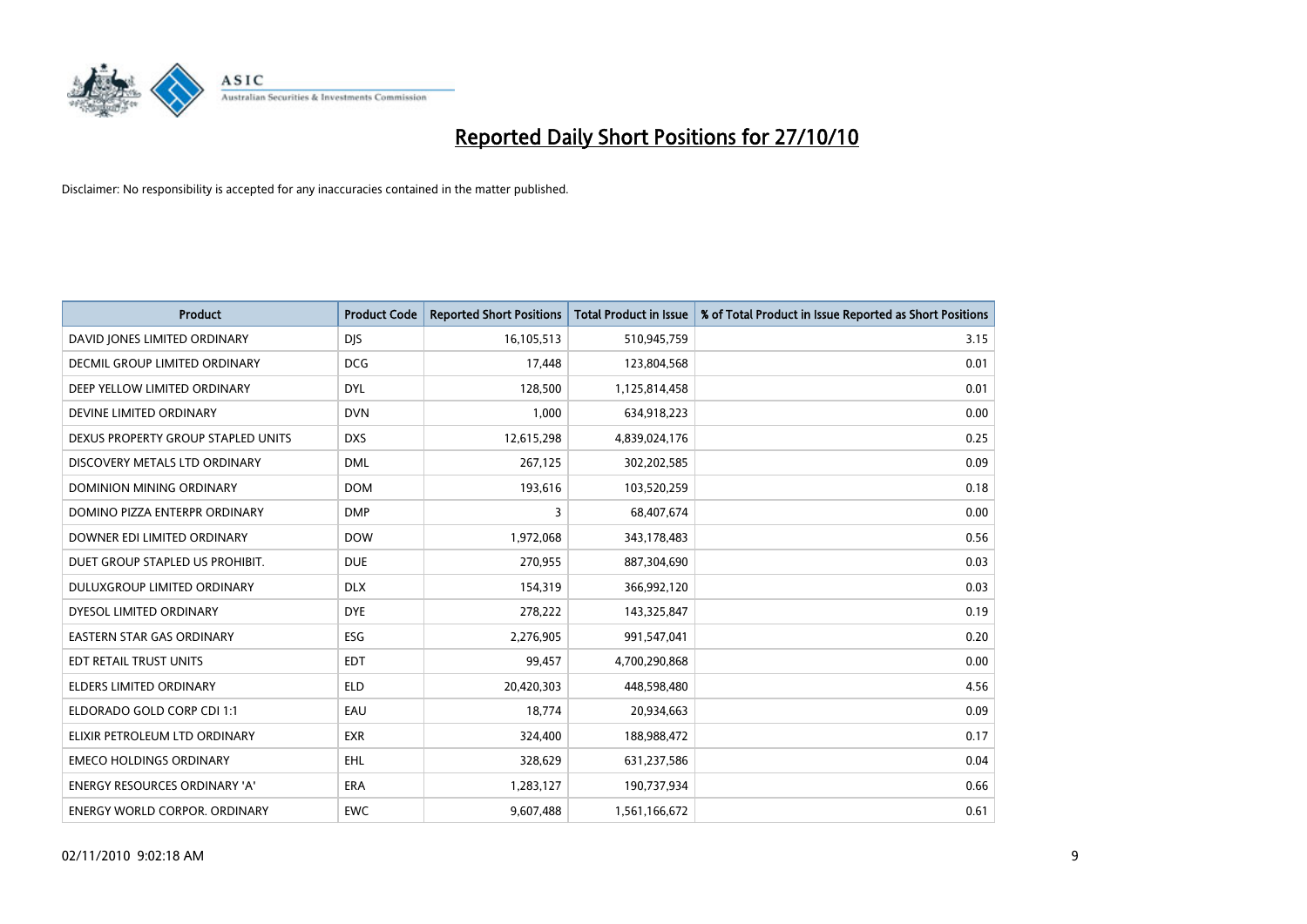# Reported Daily Short Positions for 27/10/10

Disclaimer: No responsibility is accepted for any inaccuracies contained in the matter published.

| Product | Product Code | Reported Short Positions | Total Product in Issue | % of Total Product in Issue Reported as Short Positions |
|---|---|---|---|---|
| DAVID JONES LIMITED ORDINARY | DJS | 16,105,513 | 510,945,759 | 3.15 |
| DECMIL GROUP LIMITED ORDINARY | DCG | 17,448 | 123,804,568 | 0.01 |
| DEEP YELLOW LIMITED ORDINARY | DYL | 128,500 | 1,125,814,458 | 0.01 |
| DEVINE LIMITED ORDINARY | DVN | 1,000 | 634,918,223 | 0.00 |
| DEXUS PROPERTY GROUP STAPLED UNITS | DXS | 12,615,298 | 4,839,024,176 | 0.25 |
| DISCOVERY METALS LTD ORDINARY | DML | 267,125 | 302,202,585 | 0.09 |
| DOMINION MINING ORDINARY | DOM | 193,616 | 103,520,259 | 0.18 |
| DOMINO PIZZA ENTERPR ORDINARY | DMP | 3 | 68,407,674 | 0.00 |
| DOWNER EDI LIMITED ORDINARY | DOW | 1,972,068 | 343,178,483 | 0.56 |
| DUET GROUP STAPLED US PROHIBIT. | DUE | 270,955 | 887,304,690 | 0.03 |
| DULUXGROUP LIMITED ORDINARY | DLX | 154,319 | 366,992,120 | 0.03 |
| DYESOL LIMITED ORDINARY | DYE | 278,222 | 143,325,847 | 0.19 |
| EASTERN STAR GAS ORDINARY | ESG | 2,276,905 | 991,547,041 | 0.20 |
| EDT RETAIL TRUST UNITS | EDT | 99,457 | 4,700,290,868 | 0.00 |
| ELDERS LIMITED ORDINARY | ELD | 20,420,303 | 448,598,480 | 4.56 |
| ELDORADO GOLD CORP CDI 1:1 | EAU | 18,774 | 20,934,663 | 0.09 |
| ELIXIR PETROLEUM LTD ORDINARY | EXR | 324,400 | 188,988,472 | 0.17 |
| EMECO HOLDINGS ORDINARY | EHL | 328,629 | 631,237,586 | 0.04 |
| ENERGY RESOURCES ORDINARY 'A' | ERA | 1,283,127 | 190,737,934 | 0.66 |
| ENERGY WORLD CORPOR. ORDINARY | EWC | 9,607,488 | 1,561,166,672 | 0.61 |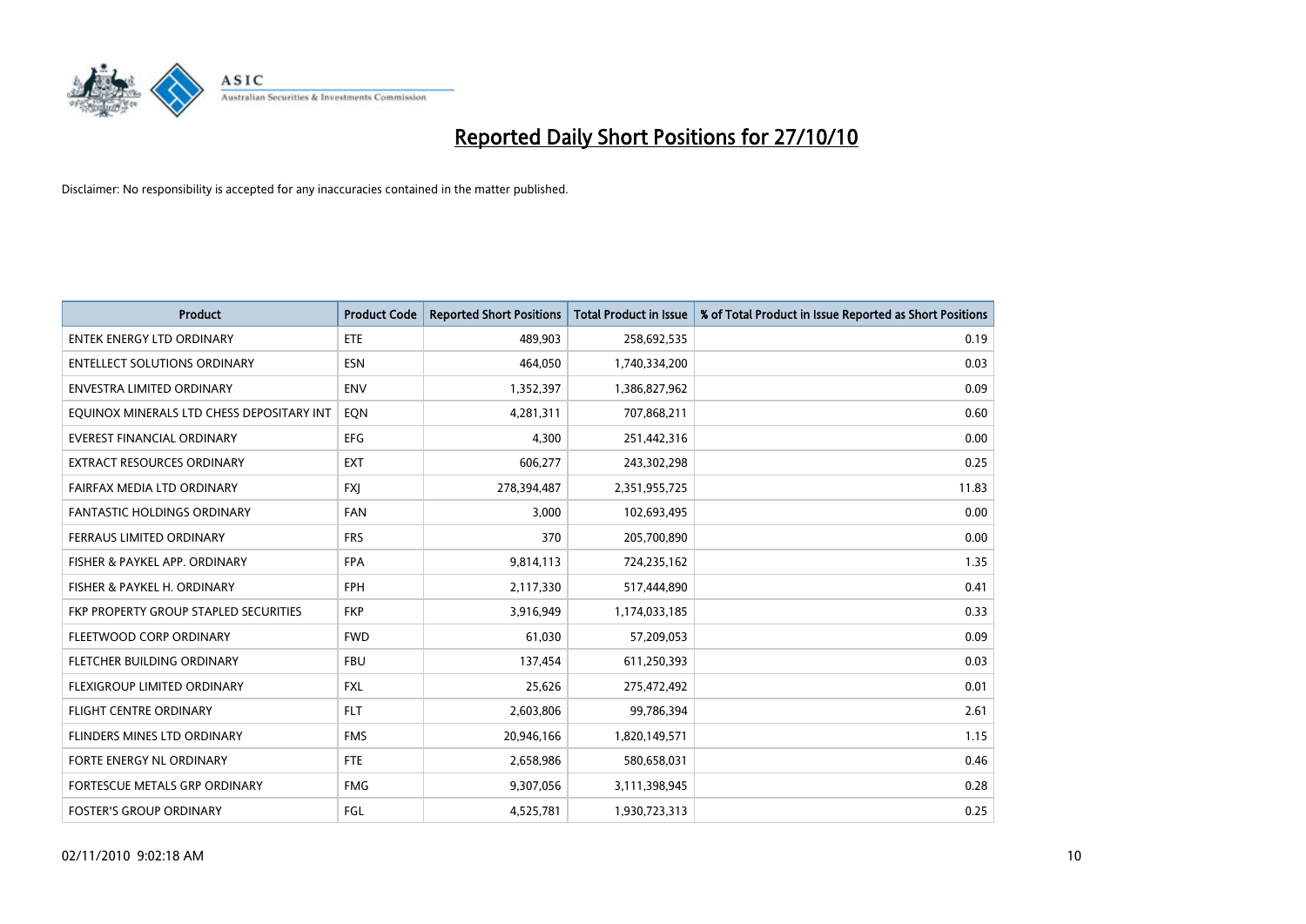# Reported Daily Short Positions for 27/10/10

Disclaimer: No responsibility is accepted for any inaccuracies contained in the matter published.

| Product | Product Code | Reported Short Positions | Total Product in Issue | % of Total Product in Issue Reported as Short Positions |
|---|---|---|---|---|
| ENTEK ENERGY LTD ORDINARY | ETE | 489,903 | 258,692,535 | 0.19 |
| ENTELLECT SOLUTIONS ORDINARY | ESN | 464,050 | 1,740,334,200 | 0.03 |
| ENVESTRA LIMITED ORDINARY | ENV | 1,352,397 | 1,386,827,962 | 0.09 |
| EQUINOX MINERALS LTD CHESS DEPOSITARY INT | EQN | 4,281,311 | 707,868,211 | 0.60 |
| EVEREST FINANCIAL ORDINARY | EFG | 4,300 | 251,442,316 | 0.00 |
| EXTRACT RESOURCES ORDINARY | EXT | 606,277 | 243,302,298 | 0.25 |
| FAIRFAX MEDIA LTD ORDINARY | FXJ | 278,394,487 | 2,351,955,725 | 11.83 |
| FANTASTIC HOLDINGS ORDINARY | FAN | 3,000 | 102,693,495 | 0.00 |
| FERRAUS LIMITED ORDINARY | FRS | 370 | 205,700,890 | 0.00 |
| FISHER & PAYKEL APP. ORDINARY | FPA | 9,814,113 | 724,235,162 | 1.35 |
| FISHER & PAYKEL H. ORDINARY | FPH | 2,117,330 | 517,444,890 | 0.41 |
| FKP PROPERTY GROUP STAPLED SECURITIES | FKP | 3,916,949 | 1,174,033,185 | 0.33 |
| FLEETWOOD CORP ORDINARY | FWD | 61,030 | 57,209,053 | 0.09 |
| FLETCHER BUILDING ORDINARY | FBU | 137,454 | 611,250,393 | 0.03 |
| FLEXIGROUP LIMITED ORDINARY | FXL | 25,626 | 275,472,492 | 0.01 |
| FLIGHT CENTRE ORDINARY | FLT | 2,603,806 | 99,786,394 | 2.61 |
| FLINDERS MINES LTD ORDINARY | FMS | 20,946,166 | 1,820,149,571 | 1.15 |
| FORTE ENERGY NL ORDINARY | FTE | 2,658,986 | 580,658,031 | 0.46 |
| FORTESCUE METALS GRP ORDINARY | FMG | 9,307,056 | 3,111,398,945 | 0.28 |
| FOSTER'S GROUP ORDINARY | FGL | 4,525,781 | 1,930,723,313 | 0.25 |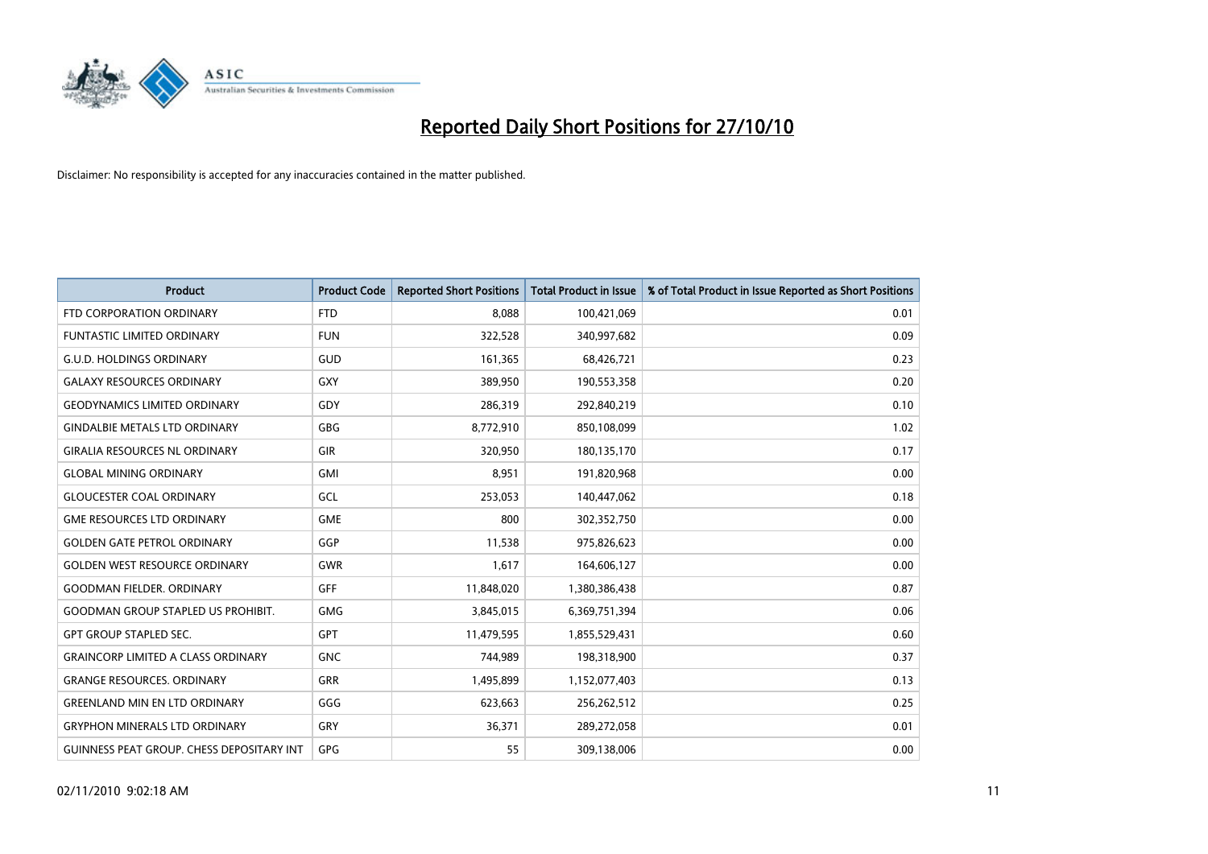# Reported Daily Short Positions for 27/10/10

Disclaimer: No responsibility is accepted for any inaccuracies contained in the matter published.

| Product | Product Code | Reported Short Positions | Total Product in Issue | % of Total Product in Issue Reported as Short Positions |
|---|---|---|---|---|
| FTD CORPORATION ORDINARY | FTD | 8,088 | 100,421,069 | 0.01 |
| FUNTASTIC LIMITED ORDINARY | FUN | 322,528 | 340,997,682 | 0.09 |
| G.U.D. HOLDINGS ORDINARY | GUD | 161,365 | 68,426,721 | 0.23 |
| GALAXY RESOURCES ORDINARY | GXY | 389,950 | 190,553,358 | 0.20 |
| GEODYNAMICS LIMITED ORDINARY | GDY | 286,319 | 292,840,219 | 0.10 |
| GINDALBIE METALS LTD ORDINARY | GBG | 8,772,910 | 850,108,099 | 1.02 |
| GIRALIA RESOURCES NL ORDINARY | GIR | 320,950 | 180,135,170 | 0.17 |
| GLOBAL MINING ORDINARY | GMI | 8,951 | 191,820,968 | 0.00 |
| GLOUCESTER COAL ORDINARY | GCL | 253,053 | 140,447,062 | 0.18 |
| GME RESOURCES LTD ORDINARY | GME | 800 | 302,352,750 | 0.00 |
| GOLDEN GATE PETROL ORDINARY | GGP | 11,538 | 975,826,623 | 0.00 |
| GOLDEN WEST RESOURCE ORDINARY | GWR | 1,617 | 164,606,127 | 0.00 |
| GOODMAN FIELDER. ORDINARY | GFF | 11,848,020 | 1,380,386,438 | 0.87 |
| GOODMAN GROUP STAPLED US PROHIBIT. | GMG | 3,845,015 | 6,369,751,394 | 0.06 |
| GPT GROUP STAPLED SEC. | GPT | 11,479,595 | 1,855,529,431 | 0.60 |
| GRAINCORP LIMITED A CLASS ORDINARY | GNC | 744,989 | 198,318,900 | 0.37 |
| GRANGE RESOURCES. ORDINARY | GRR | 1,495,899 | 1,152,077,403 | 0.13 |
| GREENLAND MIN EN LTD ORDINARY | GGG | 623,663 | 256,262,512 | 0.25 |
| GRYPHON MINERALS LTD ORDINARY | GRY | 36,371 | 289,272,058 | 0.01 |
| GUINNESS PEAT GROUP. CHESS DEPOSITARY INT | GPG | 55 | 309,138,006 | 0.00 |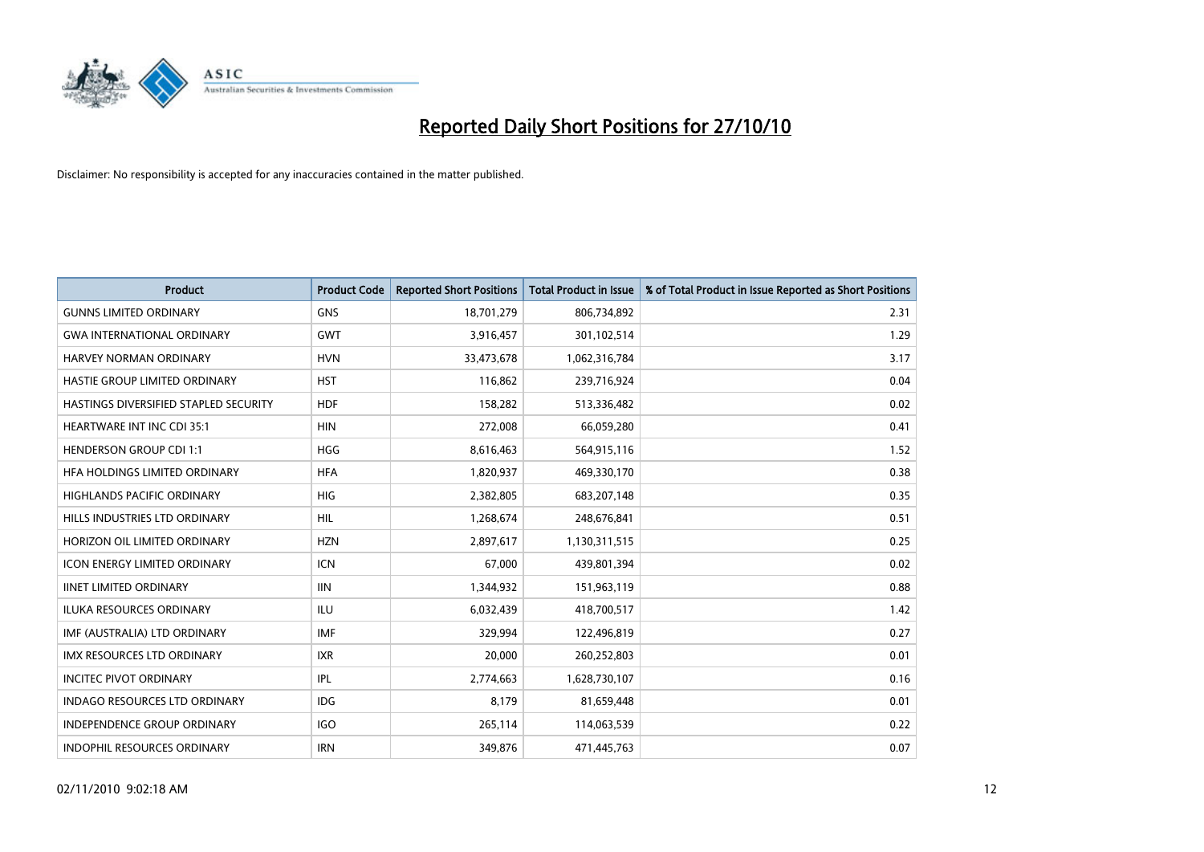# Reported Daily Short Positions for 27/10/10

Disclaimer: No responsibility is accepted for any inaccuracies contained in the matter published.

| Product | Product Code | Reported Short Positions | Total Product in Issue | % of Total Product in Issue Reported as Short Positions |
|---|---|---|---|---|
| GUNNS LIMITED ORDINARY | GNS | 18,701,279 | 806,734,892 | 2.31 |
| GWA INTERNATIONAL ORDINARY | GWT | 3,916,457 | 301,102,514 | 1.29 |
| HARVEY NORMAN ORDINARY | HVN | 33,473,678 | 1,062,316,784 | 3.17 |
| HASTIE GROUP LIMITED ORDINARY | HST | 116,862 | 239,716,924 | 0.04 |
| HASTINGS DIVERSIFIED STAPLED SECURITY | HDF | 158,282 | 513,336,482 | 0.02 |
| HEARTWARE INT INC CDI 35:1 | HIN | 272,008 | 66,059,280 | 0.41 |
| HENDERSON GROUP CDI 1:1 | HGG | 8,616,463 | 564,915,116 | 1.52 |
| HFA HOLDINGS LIMITED ORDINARY | HFA | 1,820,937 | 469,330,170 | 0.38 |
| HIGHLANDS PACIFIC ORDINARY | HIG | 2,382,805 | 683,207,148 | 0.35 |
| HILLS INDUSTRIES LTD ORDINARY | HIL | 1,268,674 | 248,676,841 | 0.51 |
| HORIZON OIL LIMITED ORDINARY | HZN | 2,897,617 | 1,130,311,515 | 0.25 |
| ICON ENERGY LIMITED ORDINARY | ICN | 67,000 | 439,801,394 | 0.02 |
| IINET LIMITED ORDINARY | IIN | 1,344,932 | 151,963,119 | 0.88 |
| ILUKA RESOURCES ORDINARY | ILU | 6,032,439 | 418,700,517 | 1.42 |
| IMF (AUSTRALIA) LTD ORDINARY | IMF | 329,994 | 122,496,819 | 0.27 |
| IMX RESOURCES LTD ORDINARY | IXR | 20,000 | 260,252,803 | 0.01 |
| INCITEC PIVOT ORDINARY | IPL | 2,774,663 | 1,628,730,107 | 0.16 |
| INDAGO RESOURCES LTD ORDINARY | IDG | 8,179 | 81,659,448 | 0.01 |
| INDEPENDENCE GROUP ORDINARY | IGO | 265,114 | 114,063,539 | 0.22 |
| INDOPHIL RESOURCES ORDINARY | IRN | 349,876 | 471,445,763 | 0.07 |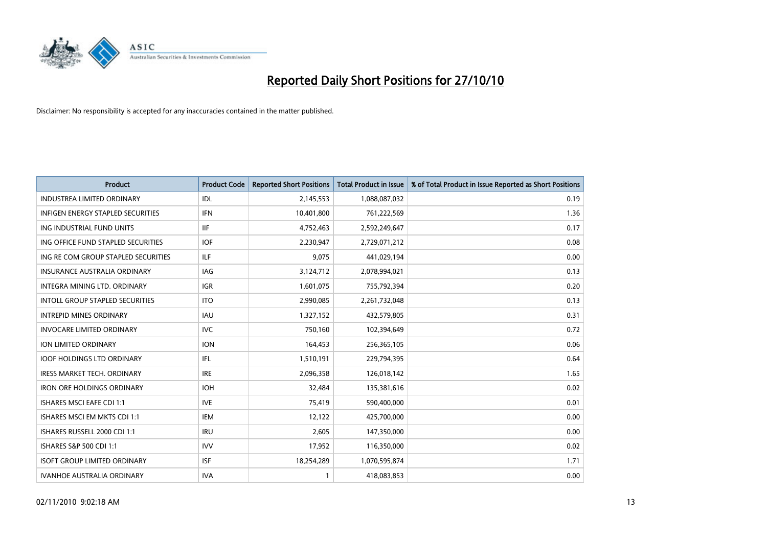# Reported Daily Short Positions for 27/10/10

Disclaimer: No responsibility is accepted for any inaccuracies contained in the matter published.

| Product | Product Code | Reported Short Positions | Total Product in Issue | % of Total Product in Issue Reported as Short Positions |
|---|---|---|---|---|
| INDUSTREA LIMITED ORDINARY | IDL | 2,145,553 | 1,088,087,032 | 0.19 |
| INFIGEN ENERGY STAPLED SECURITIES | IFN | 10,401,800 | 761,222,569 | 1.36 |
| ING INDUSTRIAL FUND UNITS | IIF | 4,752,463 | 2,592,249,647 | 0.17 |
| ING OFFICE FUND STAPLED SECURITIES | IOF | 2,230,947 | 2,729,071,212 | 0.08 |
| ING RE COM GROUP STAPLED SECURITIES | ILF | 9,075 | 441,029,194 | 0.00 |
| INSURANCE AUSTRALIA ORDINARY | IAG | 3,124,712 | 2,078,994,021 | 0.13 |
| INTEGRA MINING LTD. ORDINARY | IGR | 1,601,075 | 755,792,394 | 0.20 |
| INTOLL GROUP STAPLED SECURITIES | ITO | 2,990,085 | 2,261,732,048 | 0.13 |
| INTREPID MINES ORDINARY | IAU | 1,327,152 | 432,579,805 | 0.31 |
| INVOCARE LIMITED ORDINARY | IVC | 750,160 | 102,394,649 | 0.72 |
| ION LIMITED ORDINARY | ION | 164,453 | 256,365,105 | 0.06 |
| IOOF HOLDINGS LTD ORDINARY | IFL | 1,510,191 | 229,794,395 | 0.64 |
| IRESS MARKET TECH. ORDINARY | IRE | 2,096,358 | 126,018,142 | 1.65 |
| IRON ORE HOLDINGS ORDINARY | IOH | 32,484 | 135,381,616 | 0.02 |
| ISHARES MSCI EAFE CDI 1:1 | IVE | 75,419 | 590,400,000 | 0.01 |
| ISHARES MSCI EM MKTS CDI 1:1 | IEM | 12,122 | 425,700,000 | 0.00 |
| ISHARES RUSSELL 2000 CDI 1:1 | IRU | 2,605 | 147,350,000 | 0.00 |
| ISHARES S&P 500 CDI 1:1 | IVV | 17,952 | 116,350,000 | 0.02 |
| ISOFT GROUP LIMITED ORDINARY | ISF | 18,254,289 | 1,070,595,874 | 1.71 |
| IVANHOE AUSTRALIA ORDINARY | IVA | 1 | 418,083,853 | 0.00 |

02/11/2010 9:02:18 AM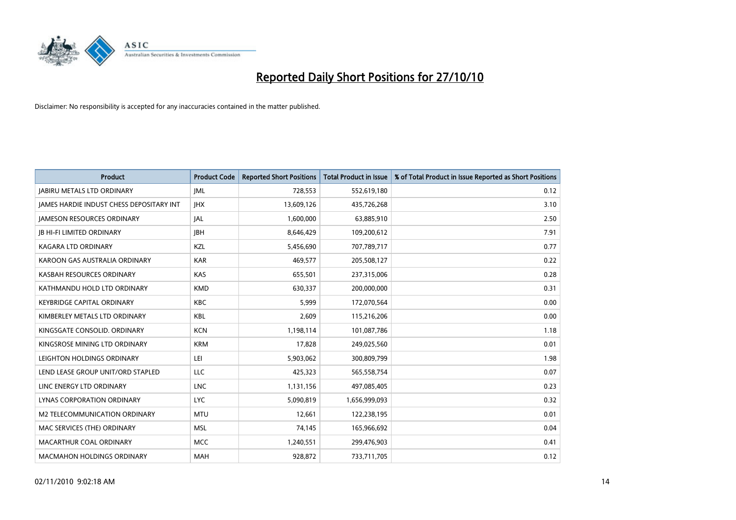# Reported Daily Short Positions for 27/10/10

Disclaimer: No responsibility is accepted for any inaccuracies contained in the matter published.

| Product | Product Code | Reported Short Positions | Total Product in Issue | % of Total Product in Issue Reported as Short Positions |
|---|---|---|---|---|
| JABIRU METALS LTD ORDINARY | JML | 728,553 | 552,619,180 | 0.12 |
| JAMES HARDIE INDUST CHESS DEPOSITARY INT | JHX | 13,609,126 | 435,726,268 | 3.10 |
| JAMESON RESOURCES ORDINARY | JAL | 1,600,000 | 63,885,910 | 2.50 |
| JB HI-FI LIMITED ORDINARY | JBH | 8,646,429 | 109,200,612 | 7.91 |
| KAGARA LTD ORDINARY | KZL | 5,456,690 | 707,789,717 | 0.77 |
| KAROON GAS AUSTRALIA ORDINARY | KAR | 469,577 | 205,508,127 | 0.22 |
| KASBAH RESOURCES ORDINARY | KAS | 655,501 | 237,315,006 | 0.28 |
| KATHMANDU HOLD LTD ORDINARY | KMD | 630,337 | 200,000,000 | 0.31 |
| KEYBRIDGE CAPITAL ORDINARY | KBC | 5,999 | 172,070,564 | 0.00 |
| KIMBERLEY METALS LTD ORDINARY | KBL | 2,609 | 115,216,206 | 0.00 |
| KINGSGATE CONSOLID. ORDINARY | KCN | 1,198,114 | 101,087,786 | 1.18 |
| KINGSROSE MINING LTD ORDINARY | KRM | 17,828 | 249,025,560 | 0.01 |
| LEIGHTON HOLDINGS ORDINARY | LEI | 5,903,062 | 300,809,799 | 1.98 |
| LEND LEASE GROUP UNIT/ORD STAPLED | LLC | 425,323 | 565,558,754 | 0.07 |
| LINC ENERGY LTD ORDINARY | LNC | 1,131,156 | 497,085,405 | 0.23 |
| LYNAS CORPORATION ORDINARY | LYC | 5,090,819 | 1,656,999,093 | 0.32 |
| M2 TELECOMMUNICATION ORDINARY | MTU | 12,661 | 122,238,195 | 0.01 |
| MAC SERVICES (THE) ORDINARY | MSL | 74,145 | 165,966,692 | 0.04 |
| MACARTHUR COAL ORDINARY | MCC | 1,240,551 | 299,476,903 | 0.41 |
| MACMAHON HOLDINGS ORDINARY | MAH | 928,872 | 733,711,705 | 0.12 |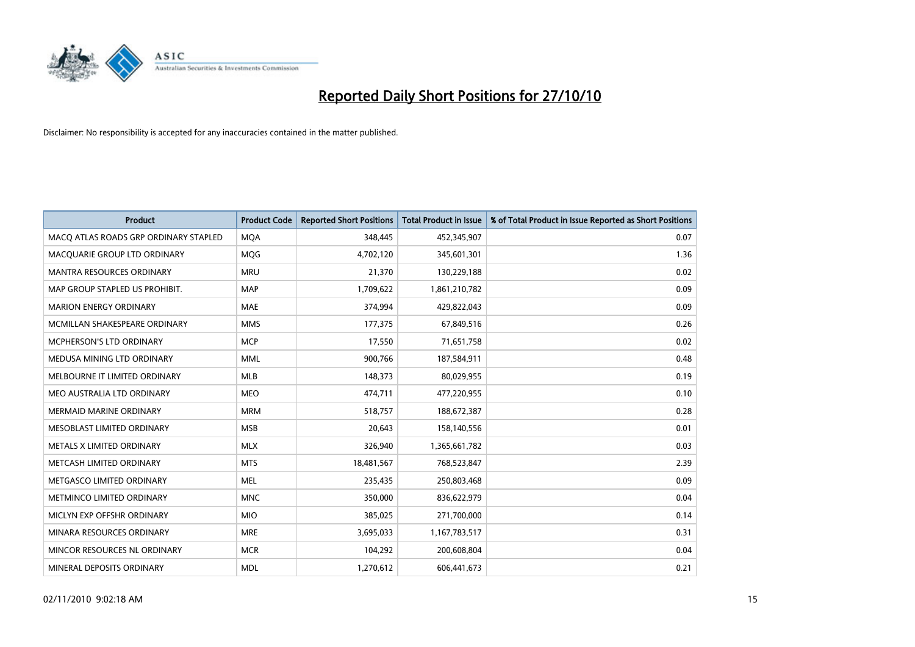# Reported Daily Short Positions for 27/10/10

Disclaimer: No responsibility is accepted for any inaccuracies contained in the matter published.

| Product | Product Code | Reported Short Positions | Total Product in Issue | % of Total Product in Issue Reported as Short Positions |
| --- | --- | --- | --- | --- |
| MACQ ATLAS ROADS GRP ORDINARY STAPLED | MQA | 348,445 | 452,345,907 | 0.07 |
| MACQUARIE GROUP LTD ORDINARY | MQG | 4,702,120 | 345,601,301 | 1.36 |
| MANTRA RESOURCES ORDINARY | MRU | 21,370 | 130,229,188 | 0.02 |
| MAP GROUP STAPLED US PROHIBIT. | MAP | 1,709,622 | 1,861,210,782 | 0.09 |
| MARION ENERGY ORDINARY | MAE | 374,994 | 429,822,043 | 0.09 |
| MCMILLAN SHAKESPEARE ORDINARY | MMS | 177,375 | 67,849,516 | 0.26 |
| MCPHERSON'S LTD ORDINARY | MCP | 17,550 | 71,651,758 | 0.02 |
| MEDUSA MINING LTD ORDINARY | MML | 900,766 | 187,584,911 | 0.48 |
| MELBOURNE IT LIMITED ORDINARY | MLB | 148,373 | 80,029,955 | 0.19 |
| MEO AUSTRALIA LTD ORDINARY | MEO | 474,711 | 477,220,955 | 0.10 |
| MERMAID MARINE ORDINARY | MRM | 518,757 | 188,672,387 | 0.28 |
| MESOBLAST LIMITED ORDINARY | MSB | 20,643 | 158,140,556 | 0.01 |
| METALS X LIMITED ORDINARY | MLX | 326,940 | 1,365,661,782 | 0.03 |
| METCASH LIMITED ORDINARY | MTS | 18,481,567 | 768,523,847 | 2.39 |
| METGASCO LIMITED ORDINARY | MEL | 235,435 | 250,803,468 | 0.09 |
| METMINCO LIMITED ORDINARY | MNC | 350,000 | 836,622,979 | 0.04 |
| MICLYN EXP OFFSHR ORDINARY | MIO | 385,025 | 271,700,000 | 0.14 |
| MINARA RESOURCES ORDINARY | MRE | 3,695,033 | 1,167,783,517 | 0.31 |
| MINCOR RESOURCES NL ORDINARY | MCR | 104,292 | 200,608,804 | 0.04 |
| MINERAL DEPOSITS ORDINARY | MDL | 1,270,612 | 606,441,673 | 0.21 |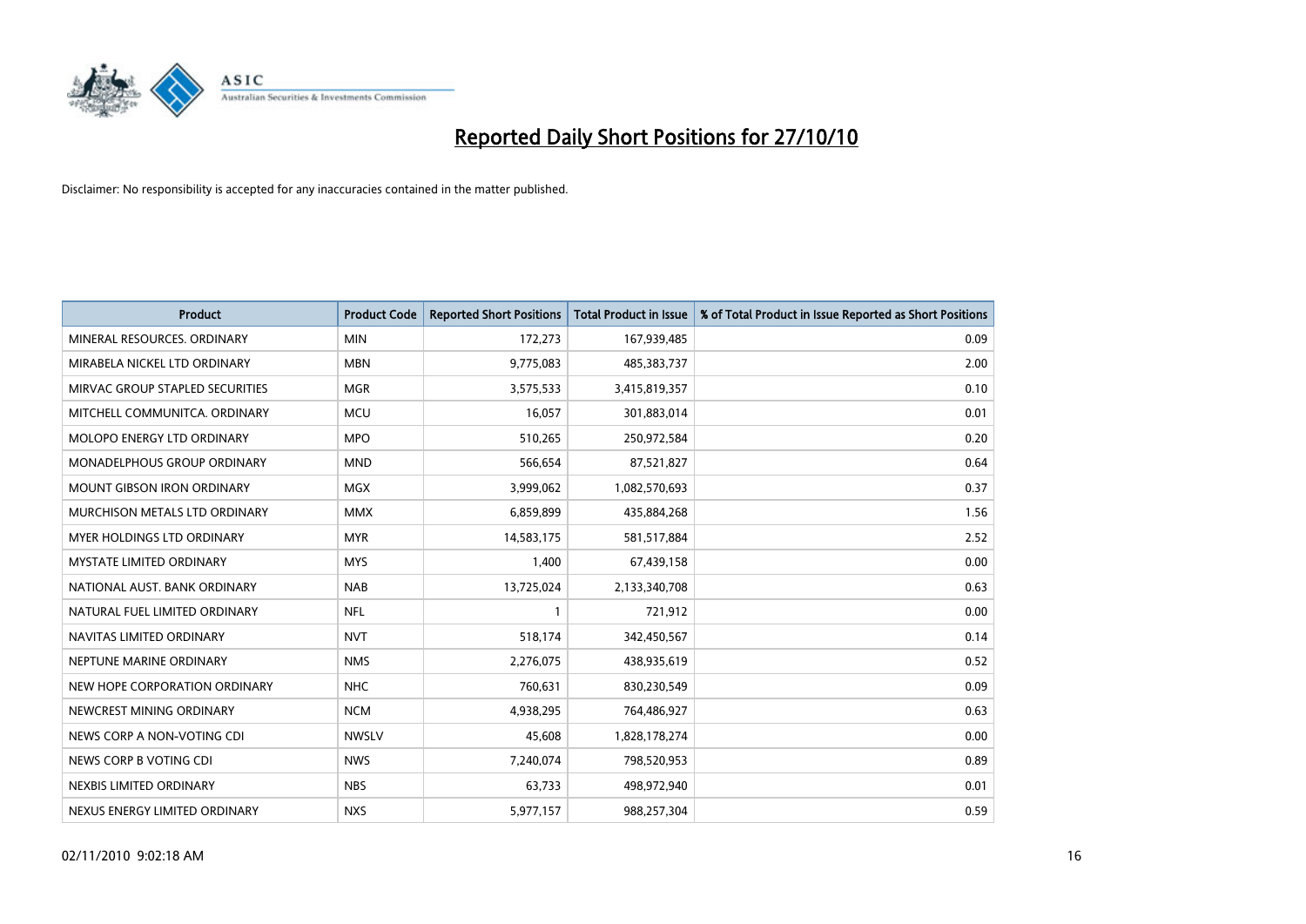# Reported Daily Short Positions for 27/10/10

Disclaimer: No responsibility is accepted for any inaccuracies contained in the matter published.

| Product | Product Code | Reported Short Positions | Total Product in Issue | % of Total Product in Issue Reported as Short Positions |
|---|---|---|---|---|
| MINERAL RESOURCES. ORDINARY | MIN | 172,273 | 167,939,485 | 0.09 |
| MIRABELA NICKEL LTD ORDINARY | MBN | 9,775,083 | 485,383,737 | 2.00 |
| MIRVAC GROUP STAPLED SECURITIES | MGR | 3,575,533 | 3,415,819,357 | 0.10 |
| MITCHELL COMMUNITCA. ORDINARY | MCU | 16,057 | 301,883,014 | 0.01 |
| MOLOPO ENERGY LTD ORDINARY | MPO | 510,265 | 250,972,584 | 0.20 |
| MONADELPHOUS GROUP ORDINARY | MND | 566,654 | 87,521,827 | 0.64 |
| MOUNT GIBSON IRON ORDINARY | MGX | 3,999,062 | 1,082,570,693 | 0.37 |
| MURCHISON METALS LTD ORDINARY | MMX | 6,859,899 | 435,884,268 | 1.56 |
| MYER HOLDINGS LTD ORDINARY | MYR | 14,583,175 | 581,517,884 | 2.52 |
| MYSTATE LIMITED ORDINARY | MYS | 1,400 | 67,439,158 | 0.00 |
| NATIONAL AUST. BANK ORDINARY | NAB | 13,725,024 | 2,133,340,708 | 0.63 |
| NATURAL FUEL LIMITED ORDINARY | NFL | 1 | 721,912 | 0.00 |
| NAVITAS LIMITED ORDINARY | NVT | 518,174 | 342,450,567 | 0.14 |
| NEPTUNE MARINE ORDINARY | NMS | 2,276,075 | 438,935,619 | 0.52 |
| NEW HOPE CORPORATION ORDINARY | NHC | 760,631 | 830,230,549 | 0.09 |
| NEWCREST MINING ORDINARY | NCM | 4,938,295 | 764,486,927 | 0.63 |
| NEWS CORP A NON-VOTING CDI | NWSLV | 45,608 | 1,828,178,274 | 0.00 |
| NEWS CORP B VOTING CDI | NWS | 7,240,074 | 798,520,953 | 0.89 |
| NEXBIS LIMITED ORDINARY | NBS | 63,733 | 498,972,940 | 0.01 |
| NEXUS ENERGY LIMITED ORDINARY | NXS | 5,977,157 | 988,257,304 | 0.59 |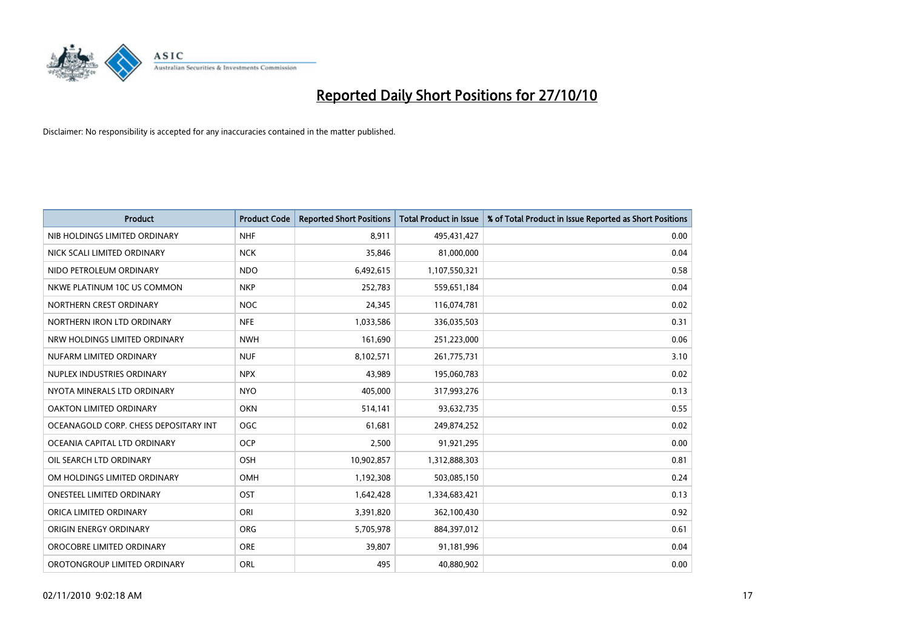# Reported Daily Short Positions for 27/10/10

Disclaimer: No responsibility is accepted for any inaccuracies contained in the matter published.

| Product | Product Code | Reported Short Positions | Total Product in Issue | % of Total Product in Issue Reported as Short Positions |
|---|---|---|---|---|
| NIB HOLDINGS LIMITED ORDINARY | NHF | 8,911 | 495,431,427 | 0.00 |
| NICK SCALI LIMITED ORDINARY | NCK | 35,846 | 81,000,000 | 0.04 |
| NIDO PETROLEUM ORDINARY | NDO | 6,492,615 | 1,107,550,321 | 0.58 |
| NKWE PLATINUM 10C US COMMON | NKP | 252,783 | 559,651,184 | 0.04 |
| NORTHERN CREST ORDINARY | NOC | 24,345 | 116,074,781 | 0.02 |
| NORTHERN IRON LTD ORDINARY | NFE | 1,033,586 | 336,035,503 | 0.31 |
| NRW HOLDINGS LIMITED ORDINARY | NWH | 161,690 | 251,223,000 | 0.06 |
| NUFARM LIMITED ORDINARY | NUF | 8,102,571 | 261,775,731 | 3.10 |
| NUPLEX INDUSTRIES ORDINARY | NPX | 43,989 | 195,060,783 | 0.02 |
| NYOTA MINERALS LTD ORDINARY | NYO | 405,000 | 317,993,276 | 0.13 |
| OAKTON LIMITED ORDINARY | OKN | 514,141 | 93,632,735 | 0.55 |
| OCEANAGOLD CORP. CHESS DEPOSITARY INT | OGC | 61,681 | 249,874,252 | 0.02 |
| OCEANIA CAPITAL LTD ORDINARY | OCP | 2,500 | 91,921,295 | 0.00 |
| OIL SEARCH LTD ORDINARY | OSH | 10,902,857 | 1,312,888,303 | 0.81 |
| OM HOLDINGS LIMITED ORDINARY | OMH | 1,192,308 | 503,085,150 | 0.24 |
| ONESTEEL LIMITED ORDINARY | OST | 1,642,428 | 1,334,683,421 | 0.13 |
| ORICA LIMITED ORDINARY | ORI | 3,391,820 | 362,100,430 | 0.92 |
| ORIGIN ENERGY ORDINARY | ORG | 5,705,978 | 884,397,012 | 0.61 |
| OROCOBRE LIMITED ORDINARY | ORE | 39,807 | 91,181,996 | 0.04 |
| OROTONGROUP LIMITED ORDINARY | ORL | 495 | 40,880,902 | 0.00 |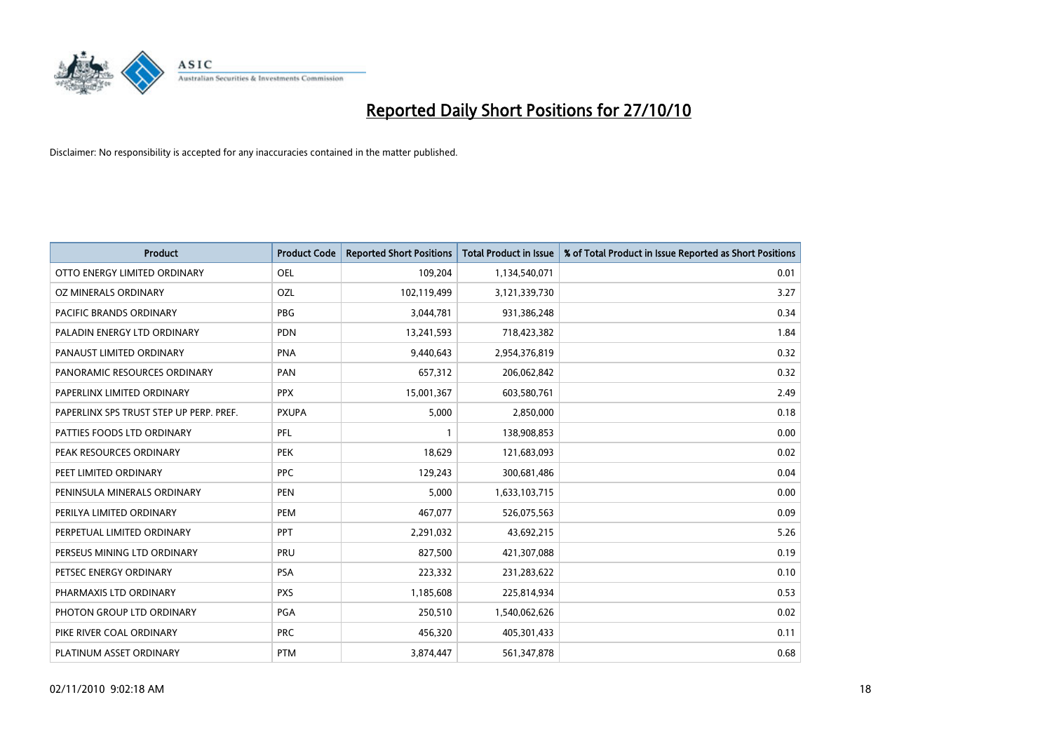# Reported Daily Short Positions for 27/10/10

Disclaimer: No responsibility is accepted for any inaccuracies contained in the matter published.

| Product | Product Code | Reported Short Positions | Total Product in Issue | % of Total Product in Issue Reported as Short Positions |
|---|---|---|---|---|
| OTTO ENERGY LIMITED ORDINARY | OEL | 109,204 | 1,134,540,071 | 0.01 |
| OZ MINERALS ORDINARY | OZL | 102,119,499 | 3,121,339,730 | 3.27 |
| PACIFIC BRANDS ORDINARY | PBG | 3,044,781 | 931,386,248 | 0.34 |
| PALADIN ENERGY LTD ORDINARY | PDN | 13,241,593 | 718,423,382 | 1.84 |
| PANAUST LIMITED ORDINARY | PNA | 9,440,643 | 2,954,376,819 | 0.32 |
| PANORAMIC RESOURCES ORDINARY | PAN | 657,312 | 206,062,842 | 0.32 |
| PAPERLINX LIMITED ORDINARY | PPX | 15,001,367 | 603,580,761 | 2.49 |
| PAPERLINX SPS TRUST STEP UP PERP. PREF. | PXUPA | 5,000 | 2,850,000 | 0.18 |
| PATTIES FOODS LTD ORDINARY | PFL | 1 | 138,908,853 | 0.00 |
| PEAK RESOURCES ORDINARY | PEK | 18,629 | 121,683,093 | 0.02 |
| PEET LIMITED ORDINARY | PPC | 129,243 | 300,681,486 | 0.04 |
| PENINSULA MINERALS ORDINARY | PEN | 5,000 | 1,633,103,715 | 0.00 |
| PERILYA LIMITED ORDINARY | PEM | 467,077 | 526,075,563 | 0.09 |
| PERPETUAL LIMITED ORDINARY | PPT | 2,291,032 | 43,692,215 | 5.26 |
| PERSEUS MINING LTD ORDINARY | PRU | 827,500 | 421,307,088 | 0.19 |
| PETSEC ENERGY ORDINARY | PSA | 223,332 | 231,283,622 | 0.10 |
| PHARMAXIS LTD ORDINARY | PXS | 1,185,608 | 225,814,934 | 0.53 |
| PHOTON GROUP LTD ORDINARY | PGA | 250,510 | 1,540,062,626 | 0.02 |
| PIKE RIVER COAL ORDINARY | PRC | 456,320 | 405,301,433 | 0.11 |
| PLATINUM ASSET ORDINARY | PTM | 3,874,447 | 561,347,878 | 0.68 |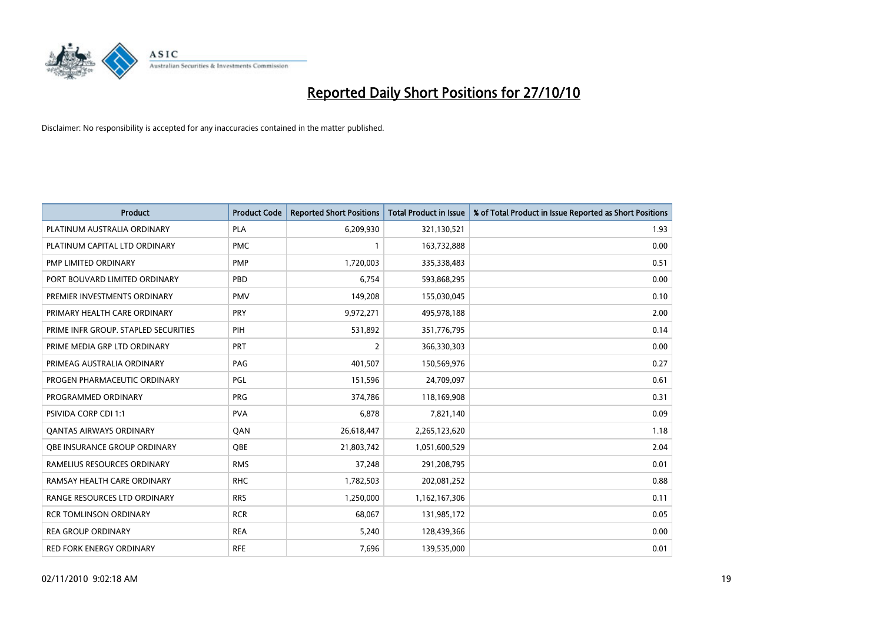# Reported Daily Short Positions for 27/10/10

Disclaimer: No responsibility is accepted for any inaccuracies contained in the matter published.

| Product | Product Code | Reported Short Positions | Total Product in Issue | % of Total Product in Issue Reported as Short Positions |
|---|---|---|---|---|
| PLATINUM AUSTRALIA ORDINARY | PLA | 6,209,930 | 321,130,521 | 1.93 |
| PLATINUM CAPITAL LTD ORDINARY | PMC | 1 | 163,732,888 | 0.00 |
| PMP LIMITED ORDINARY | PMP | 1,720,003 | 335,338,483 | 0.51 |
| PORT BOUVARD LIMITED ORDINARY | PBD | 6,754 | 593,868,295 | 0.00 |
| PREMIER INVESTMENTS ORDINARY | PMV | 149,208 | 155,030,045 | 0.10 |
| PRIMARY HEALTH CARE ORDINARY | PRY | 9,972,271 | 495,978,188 | 2.00 |
| PRIME INFR GROUP. STAPLED SECURITIES | PIH | 531,892 | 351,776,795 | 0.14 |
| PRIME MEDIA GRP LTD ORDINARY | PRT | 2 | 366,330,303 | 0.00 |
| PRIMEAG AUSTRALIA ORDINARY | PAG | 401,507 | 150,569,976 | 0.27 |
| PROGEN PHARMACEUTIC ORDINARY | PGL | 151,596 | 24,709,097 | 0.61 |
| PROGRAMMED ORDINARY | PRG | 374,786 | 118,169,908 | 0.31 |
| PSIVIDA CORP CDI 1:1 | PVA | 6,878 | 7,821,140 | 0.09 |
| QANTAS AIRWAYS ORDINARY | QAN | 26,618,447 | 2,265,123,620 | 1.18 |
| QBE INSURANCE GROUP ORDINARY | QBE | 21,803,742 | 1,051,600,529 | 2.04 |
| RAMELIUS RESOURCES ORDINARY | RMS | 37,248 | 291,208,795 | 0.01 |
| RAMSAY HEALTH CARE ORDINARY | RHC | 1,782,503 | 202,081,252 | 0.88 |
| RANGE RESOURCES LTD ORDINARY | RRS | 1,250,000 | 1,162,167,306 | 0.11 |
| RCR TOMLINSON ORDINARY | RCR | 68,067 | 131,985,172 | 0.05 |
| REA GROUP ORDINARY | REA | 5,240 | 128,439,366 | 0.00 |
| RED FORK ENERGY ORDINARY | RFE | 7,696 | 139,535,000 | 0.01 |

02/11/2010 9:02:18 AM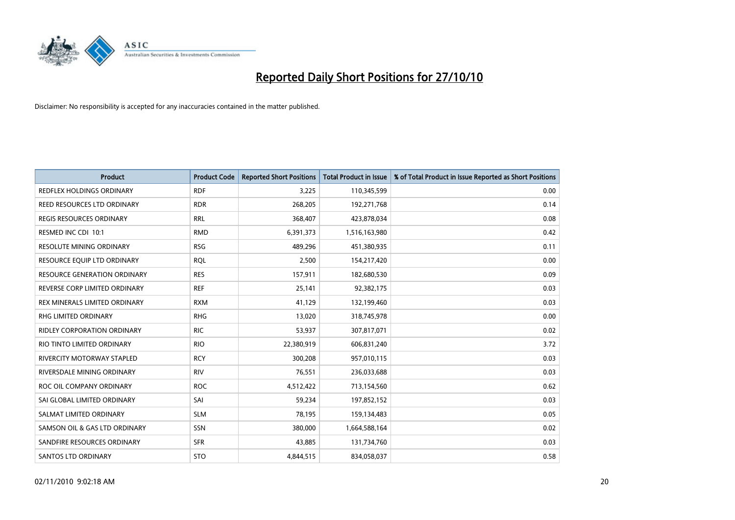# Reported Daily Short Positions for 27/10/10

Disclaimer: No responsibility is accepted for any inaccuracies contained in the matter published.

| Product | Product Code | Reported Short Positions | Total Product in Issue | % of Total Product in Issue Reported as Short Positions |
|---|---|---|---|---|
| REDFLEX HOLDINGS ORDINARY | RDF | 3,225 | 110,345,599 | 0.00 |
| REED RESOURCES LTD ORDINARY | RDR | 268,205 | 192,271,768 | 0.14 |
| REGIS RESOURCES ORDINARY | RRL | 368,407 | 423,878,034 | 0.08 |
| RESMED INC CDI 10:1 | RMD | 6,391,373 | 1,516,163,980 | 0.42 |
| RESOLUTE MINING ORDINARY | RSG | 489,296 | 451,380,935 | 0.11 |
| RESOURCE EQUIP LTD ORDINARY | RQL | 2,500 | 154,217,420 | 0.00 |
| RESOURCE GENERATION ORDINARY | RES | 157,911 | 182,680,530 | 0.09 |
| REVERSE CORP LIMITED ORDINARY | REF | 25,141 | 92,382,175 | 0.03 |
| REX MINERALS LIMITED ORDINARY | RXM | 41,129 | 132,199,460 | 0.03 |
| RHG LIMITED ORDINARY | RHG | 13,020 | 318,745,978 | 0.00 |
| RIDLEY CORPORATION ORDINARY | RIC | 53,937 | 307,817,071 | 0.02 |
| RIO TINTO LIMITED ORDINARY | RIO | 22,380,919 | 606,831,240 | 3.72 |
| RIVERCITY MOTORWAY STAPLED | RCY | 300,208 | 957,010,115 | 0.03 |
| RIVERSDALE MINING ORDINARY | RIV | 76,551 | 236,033,688 | 0.03 |
| ROC OIL COMPANY ORDINARY | ROC | 4,512,422 | 713,154,560 | 0.62 |
| SAI GLOBAL LIMITED ORDINARY | SAI | 59,234 | 197,852,152 | 0.03 |
| SALMAT LIMITED ORDINARY | SLM | 78,195 | 159,134,483 | 0.05 |
| SAMSON OIL & GAS LTD ORDINARY | SSN | 380,000 | 1,664,588,164 | 0.02 |
| SANDFIRE RESOURCES ORDINARY | SFR | 43,885 | 131,734,760 | 0.03 |
| SANTOS LTD ORDINARY | STO | 4,844,515 | 834,058,037 | 0.58 |

02/11/2010 9:02:18 AM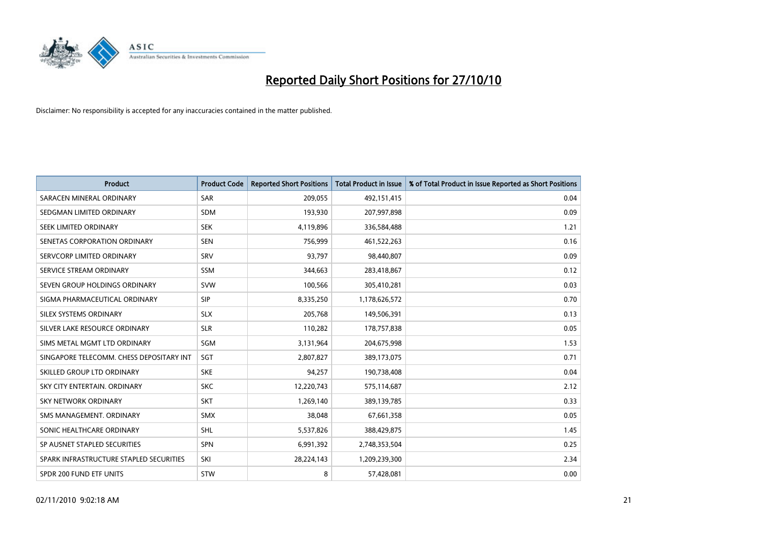# Reported Daily Short Positions for 27/10/10

Disclaimer: No responsibility is accepted for any inaccuracies contained in the matter published.

| Product | Product Code | Reported Short Positions | Total Product in Issue | % of Total Product in Issue Reported as Short Positions |
|---|---|---|---|---|
| SARACEN MINERAL ORDINARY | SAR | 209,055 | 492,151,415 | 0.04 |
| SEDGMAN LIMITED ORDINARY | SDM | 193,930 | 207,997,898 | 0.09 |
| SEEK LIMITED ORDINARY | SEK | 4,119,896 | 336,584,488 | 1.21 |
| SENETAS CORPORATION ORDINARY | SEN | 756,999 | 461,522,263 | 0.16 |
| SERVCORP LIMITED ORDINARY | SRV | 93,797 | 98,440,807 | 0.09 |
| SERVICE STREAM ORDINARY | SSM | 344,663 | 283,418,867 | 0.12 |
| SEVEN GROUP HOLDINGS ORDINARY | SVW | 100,566 | 305,410,281 | 0.03 |
| SIGMA PHARMACEUTICAL ORDINARY | SIP | 8,335,250 | 1,178,626,572 | 0.70 |
| SILEX SYSTEMS ORDINARY | SLX | 205,768 | 149,506,391 | 0.13 |
| SILVER LAKE RESOURCE ORDINARY | SLR | 110,282 | 178,757,838 | 0.05 |
| SIMS METAL MGMT LTD ORDINARY | SGM | 3,131,964 | 204,675,998 | 1.53 |
| SINGAPORE TELECOMM. CHESS DEPOSITARY INT | SGT | 2,807,827 | 389,173,075 | 0.71 |
| SKILLED GROUP LTD ORDINARY | SKE | 94,257 | 190,738,408 | 0.04 |
| SKY CITY ENTERTAIN. ORDINARY | SKC | 12,220,743 | 575,114,687 | 2.12 |
| SKY NETWORK ORDINARY | SKT | 1,269,140 | 389,139,785 | 0.33 |
| SMS MANAGEMENT. ORDINARY | SMX | 38,048 | 67,661,358 | 0.05 |
| SONIC HEALTHCARE ORDINARY | SHL | 5,537,826 | 388,429,875 | 1.45 |
| SP AUSNET STAPLED SECURITIES | SPN | 6,991,392 | 2,748,353,504 | 0.25 |
| SPARK INFRASTRUCTURE STAPLED SECURITIES | SKI | 28,224,143 | 1,209,239,300 | 2.34 |
| SPDR 200 FUND ETF UNITS | STW | 8 | 57,428,081 | 0.00 |

02/11/2010 9:02:18 AM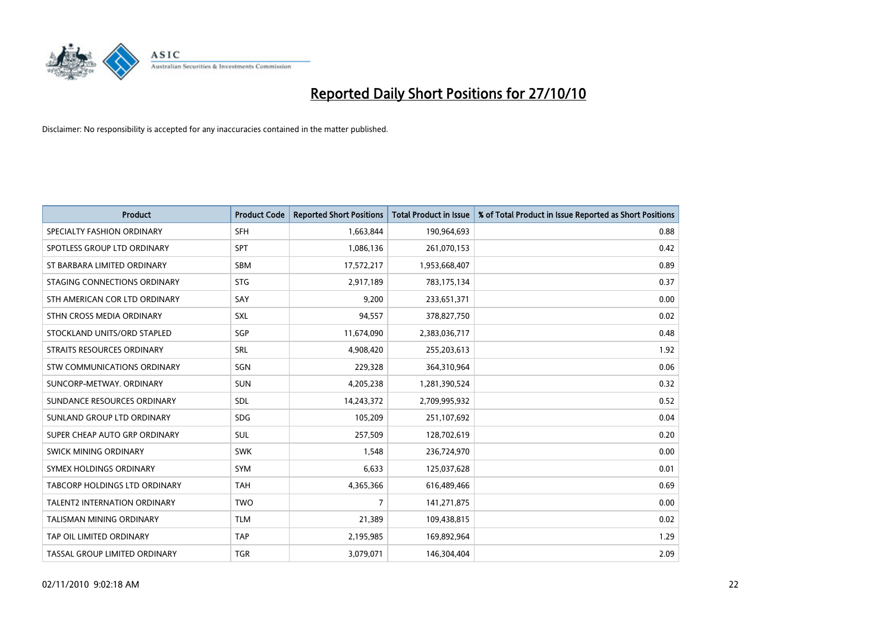# Reported Daily Short Positions for 27/10/10

Disclaimer: No responsibility is accepted for any inaccuracies contained in the matter published.

| Product | Product Code | Reported Short Positions | Total Product in Issue | % of Total Product in Issue Reported as Short Positions |
|---|---|---|---|---|
| SPECIALTY FASHION ORDINARY | SFH | 1,663,844 | 190,964,693 | 0.88 |
| SPOTLESS GROUP LTD ORDINARY | SPT | 1,086,136 | 261,070,153 | 0.42 |
| ST BARBARA LIMITED ORDINARY | SBM | 17,572,217 | 1,953,668,407 | 0.89 |
| STAGING CONNECTIONS ORDINARY | STG | 2,917,189 | 783,175,134 | 0.37 |
| STH AMERICAN COR LTD ORDINARY | SAY | 9,200 | 233,651,371 | 0.00 |
| STHN CROSS MEDIA ORDINARY | SXL | 94,557 | 378,827,750 | 0.02 |
| STOCKLAND UNITS/ORD STAPLED | SGP | 11,674,090 | 2,383,036,717 | 0.48 |
| STRAITS RESOURCES ORDINARY | SRL | 4,908,420 | 255,203,613 | 1.92 |
| STW COMMUNICATIONS ORDINARY | SGN | 229,328 | 364,310,964 | 0.06 |
| SUNCORP-METWAY. ORDINARY | SUN | 4,205,238 | 1,281,390,524 | 0.32 |
| SUNDANCE RESOURCES ORDINARY | SDL | 14,243,372 | 2,709,995,932 | 0.52 |
| SUNLAND GROUP LTD ORDINARY | SDG | 105,209 | 251,107,692 | 0.04 |
| SUPER CHEAP AUTO GRP ORDINARY | SUL | 257,509 | 128,702,619 | 0.20 |
| SWICK MINING ORDINARY | SWK | 1,548 | 236,724,970 | 0.00 |
| SYMEX HOLDINGS ORDINARY | SYM | 6,633 | 125,037,628 | 0.01 |
| TABCORP HOLDINGS LTD ORDINARY | TAH | 4,365,366 | 616,489,466 | 0.69 |
| TALENT2 INTERNATION ORDINARY | TWO | 7 | 141,271,875 | 0.00 |
| TALISMAN MINING ORDINARY | TLM | 21,389 | 109,438,815 | 0.02 |
| TAP OIL LIMITED ORDINARY | TAP | 2,195,985 | 169,892,964 | 1.29 |
| TASSAL GROUP LIMITED ORDINARY | TGR | 3,079,071 | 146,304,404 | 2.09 |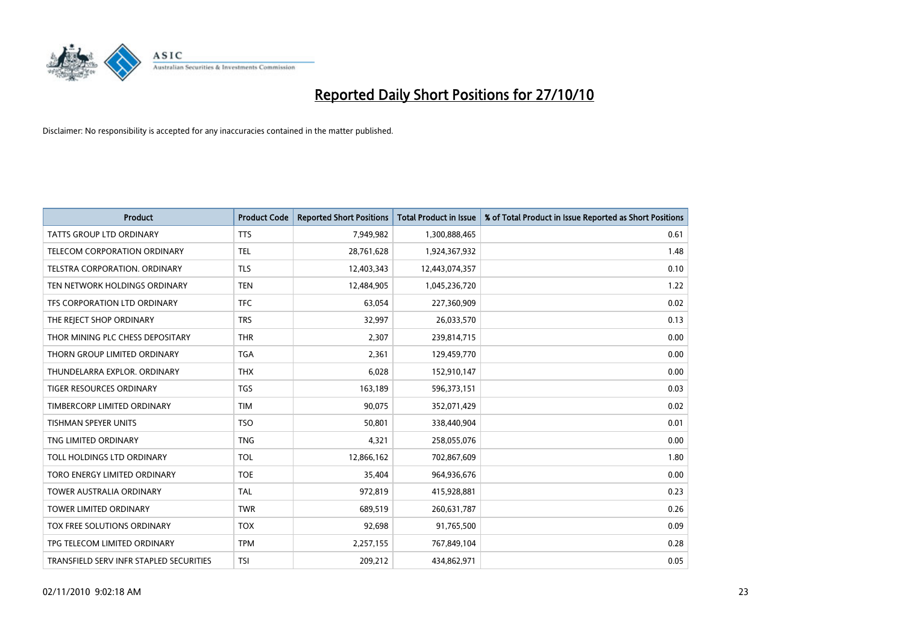# Reported Daily Short Positions for 27/10/10

Disclaimer: No responsibility is accepted for any inaccuracies contained in the matter published.

| Product | Product Code | Reported Short Positions | Total Product in Issue | % of Total Product in Issue Reported as Short Positions |
|---|---|---|---|---|
| TATTS GROUP LTD ORDINARY | TTS | 7,949,982 | 1,300,888,465 | 0.61 |
| TELECOM CORPORATION ORDINARY | TEL | 28,761,628 | 1,924,367,932 | 1.48 |
| TELSTRA CORPORATION. ORDINARY | TLS | 12,403,343 | 12,443,074,357 | 0.10 |
| TEN NETWORK HOLDINGS ORDINARY | TEN | 12,484,905 | 1,045,236,720 | 1.22 |
| TFS CORPORATION LTD ORDINARY | TFC | 63,054 | 227,360,909 | 0.02 |
| THE REJECT SHOP ORDINARY | TRS | 32,997 | 26,033,570 | 0.13 |
| THOR MINING PLC CHESS DEPOSITARY | THR | 2,307 | 239,814,715 | 0.00 |
| THORN GROUP LIMITED ORDINARY | TGA | 2,361 | 129,459,770 | 0.00 |
| THUNDELARRA EXPLOR. ORDINARY | THX | 6,028 | 152,910,147 | 0.00 |
| TIGER RESOURCES ORDINARY | TGS | 163,189 | 596,373,151 | 0.03 |
| TIMBERCORP LIMITED ORDINARY | TIM | 90,075 | 352,071,429 | 0.02 |
| TISHMAN SPEYER UNITS | TSO | 50,801 | 338,440,904 | 0.01 |
| TNG LIMITED ORDINARY | TNG | 4,321 | 258,055,076 | 0.00 |
| TOLL HOLDINGS LTD ORDINARY | TOL | 12,866,162 | 702,867,609 | 1.80 |
| TORO ENERGY LIMITED ORDINARY | TOE | 35,404 | 964,936,676 | 0.00 |
| TOWER AUSTRALIA ORDINARY | TAL | 972,819 | 415,928,881 | 0.23 |
| TOWER LIMITED ORDINARY | TWR | 689,519 | 260,631,787 | 0.26 |
| TOX FREE SOLUTIONS ORDINARY | TOX | 92,698 | 91,765,500 | 0.09 |
| TPG TELECOM LIMITED ORDINARY | TPM | 2,257,155 | 767,849,104 | 0.28 |
| TRANSFIELD SERV INFR STAPLED SECURITIES | TSI | 209,212 | 434,862,971 | 0.05 |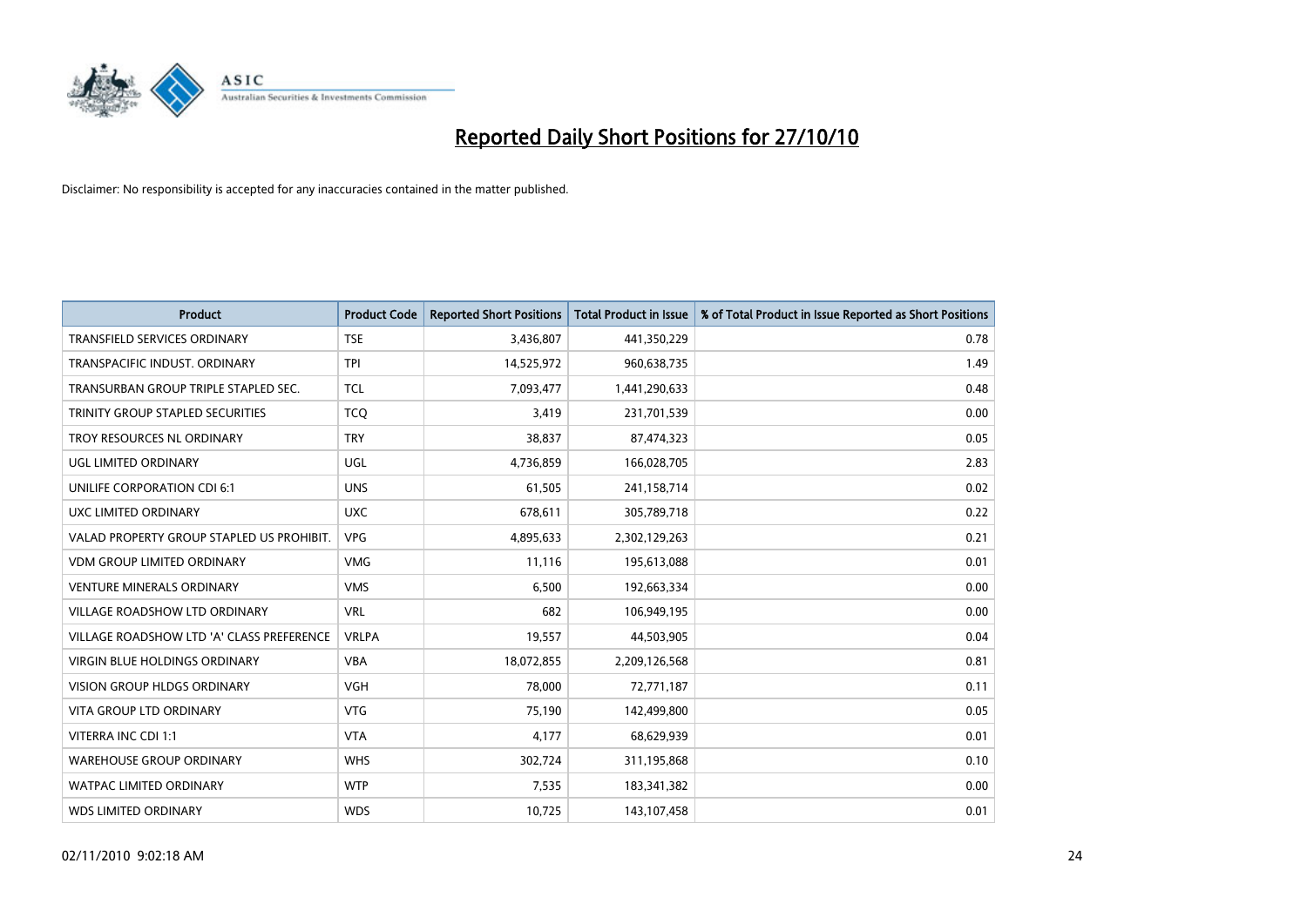# Reported Daily Short Positions for 27/10/10

Disclaimer: No responsibility is accepted for any inaccuracies contained in the matter published.

| Product | Product Code | Reported Short Positions | Total Product in Issue | % of Total Product in Issue Reported as Short Positions |
|---|---|---|---|---|
| TRANSFIELD SERVICES ORDINARY | TSE | 3,436,807 | 441,350,229 | 0.78 |
| TRANSPACIFIC INDUST. ORDINARY | TPI | 14,525,972 | 960,638,735 | 1.49 |
| TRANSURBAN GROUP TRIPLE STAPLED SEC. | TCL | 7,093,477 | 1,441,290,633 | 0.48 |
| TRINITY GROUP STAPLED SECURITIES | TCQ | 3,419 | 231,701,539 | 0.00 |
| TROY RESOURCES NL ORDINARY | TRY | 38,837 | 87,474,323 | 0.05 |
| UGL LIMITED ORDINARY | UGL | 4,736,859 | 166,028,705 | 2.83 |
| UNILIFE CORPORATION CDI 6:1 | UNS | 61,505 | 241,158,714 | 0.02 |
| UXC LIMITED ORDINARY | UXC | 678,611 | 305,789,718 | 0.22 |
| VALAD PROPERTY GROUP STAPLED US PROHIBIT. | VPG | 4,895,633 | 2,302,129,263 | 0.21 |
| VDM GROUP LIMITED ORDINARY | VMG | 11,116 | 195,613,088 | 0.01 |
| VENTURE MINERALS ORDINARY | VMS | 6,500 | 192,663,334 | 0.00 |
| VILLAGE ROADSHOW LTD ORDINARY | VRL | 682 | 106,949,195 | 0.00 |
| VILLAGE ROADSHOW LTD 'A' CLASS PREFERENCE | VRLPA | 19,557 | 44,503,905 | 0.04 |
| VIRGIN BLUE HOLDINGS ORDINARY | VBA | 18,072,855 | 2,209,126,568 | 0.81 |
| VISION GROUP HLDGS ORDINARY | VGH | 78,000 | 72,771,187 | 0.11 |
| VITA GROUP LTD ORDINARY | VTG | 75,190 | 142,499,800 | 0.05 |
| VITERRA INC CDI 1:1 | VTA | 4,177 | 68,629,939 | 0.01 |
| WAREHOUSE GROUP ORDINARY | WHS | 302,724 | 311,195,868 | 0.10 |
| WATPAC LIMITED ORDINARY | WTP | 7,535 | 183,341,382 | 0.00 |
| WDS LIMITED ORDINARY | WDS | 10,725 | 143,107,458 | 0.01 |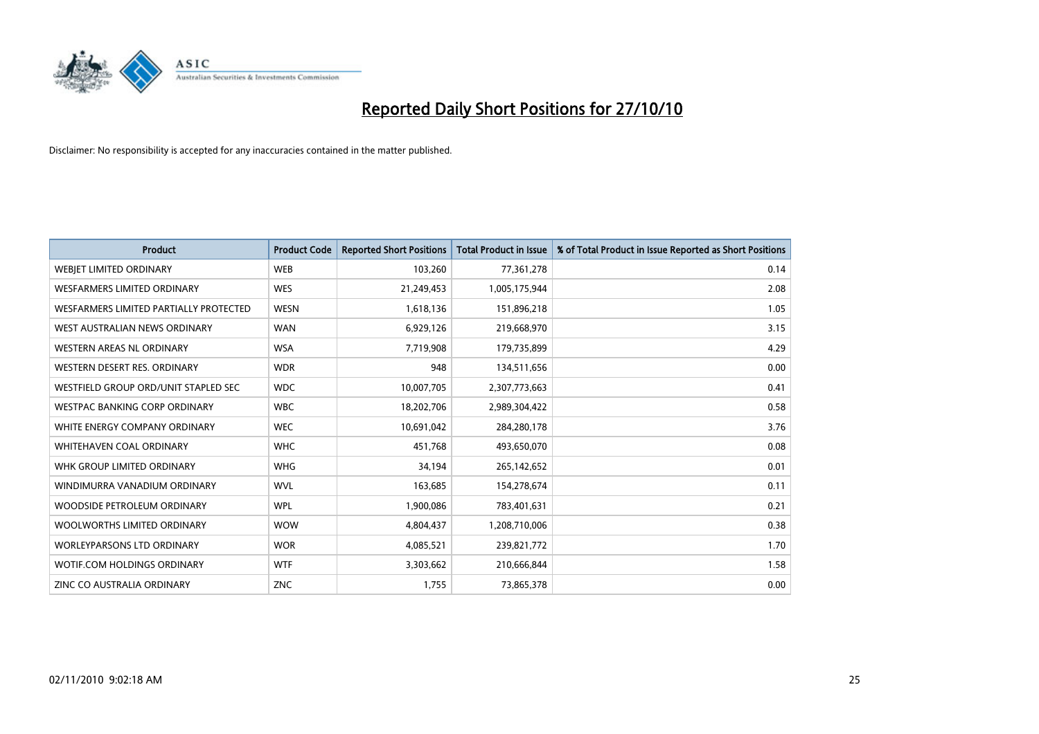# Reported Daily Short Positions for 27/10/10

Disclaimer: No responsibility is accepted for any inaccuracies contained in the matter published.

| Product | Product Code | Reported Short Positions | Total Product in Issue | % of Total Product in Issue Reported as Short Positions |
|---|---|---|---|---|
| WEBJET LIMITED ORDINARY | WEB | 103,260 | 77,361,278 | 0.14 |
| WESFARMERS LIMITED ORDINARY | WES | 21,249,453 | 1,005,175,944 | 2.08 |
| WESFARMERS LIMITED PARTIALLY PROTECTED | WESN | 1,618,136 | 151,896,218 | 1.05 |
| WEST AUSTRALIAN NEWS ORDINARY | WAN | 6,929,126 | 219,668,970 | 3.15 |
| WESTERN AREAS NL ORDINARY | WSA | 7,719,908 | 179,735,899 | 4.29 |
| WESTERN DESERT RES. ORDINARY | WDR | 948 | 134,511,656 | 0.00 |
| WESTFIELD GROUP ORD/UNIT STAPLED SEC | WDC | 10,007,705 | 2,307,773,663 | 0.41 |
| WESTPAC BANKING CORP ORDINARY | WBC | 18,202,706 | 2,989,304,422 | 0.58 |
| WHITE ENERGY COMPANY ORDINARY | WEC | 10,691,042 | 284,280,178 | 3.76 |
| WHITEHAVEN COAL ORDINARY | WHC | 451,768 | 493,650,070 | 0.08 |
| WHK GROUP LIMITED ORDINARY | WHG | 34,194 | 265,142,652 | 0.01 |
| WINDIMURRA VANADIUM ORDINARY | WVL | 163,685 | 154,278,674 | 0.11 |
| WOODSIDE PETROLEUM ORDINARY | WPL | 1,900,086 | 783,401,631 | 0.21 |
| WOOLWORTHS LIMITED ORDINARY | WOW | 4,804,437 | 1,208,710,006 | 0.38 |
| WORLEYPARSONS LTD ORDINARY | WOR | 4,085,521 | 239,821,772 | 1.70 |
| WOTIF.COM HOLDINGS ORDINARY | WTF | 3,303,662 | 210,666,844 | 1.58 |
| ZINC CO AUSTRALIA ORDINARY | ZNC | 1,755 | 73,865,378 | 0.00 |